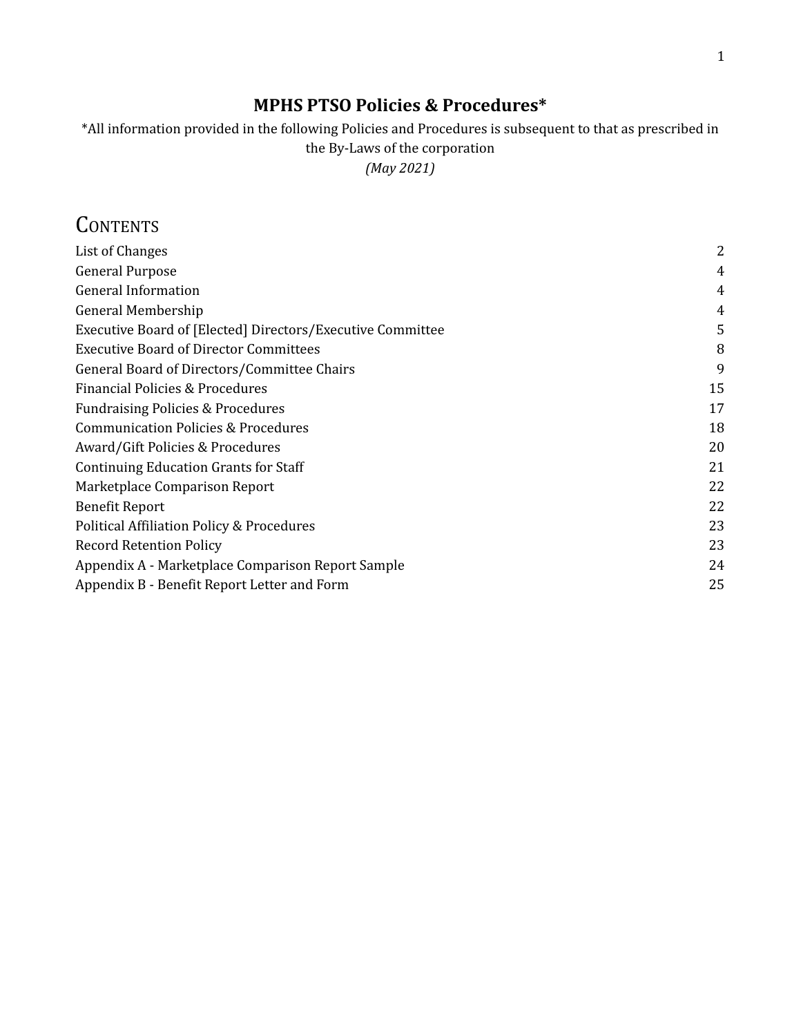# MPHS PTSO Policies & Procedures*

*All information provided in the following Policies and Procedures is subsequent to that as prescribed in the By-Laws of the corporation

*(May 2021)*

## Contents

| | |
|---|---|
| List of Changes | 2 |
| General Purpose | 4 |
| General Information | 4 |
| General Membership | 4 |
| Executive Board of [Elected] Directors/Executive Committee | 5 |
| Executive Board of Director Committees | 8 |
| General Board of Directors/Committee Chairs | 9 |
| Financial Policies & Procedures | 15 |
| Fundraising Policies & Procedures | 17 |
| Communication Policies & Procedures | 18 |
| Award/Gift Policies & Procedures | 20 |
| Continuing Education Grants for Staff | 21 |
| Marketplace Comparison Report | 22 |
| Benefit Report | 22 |
| Political Affiliation Policy & Procedures | 23 |
| Record Retention Policy | 23 |
| Appendix A - Marketplace Comparison Report Sample | 24 |
| Appendix B - Benefit Report Letter and Form | 25 |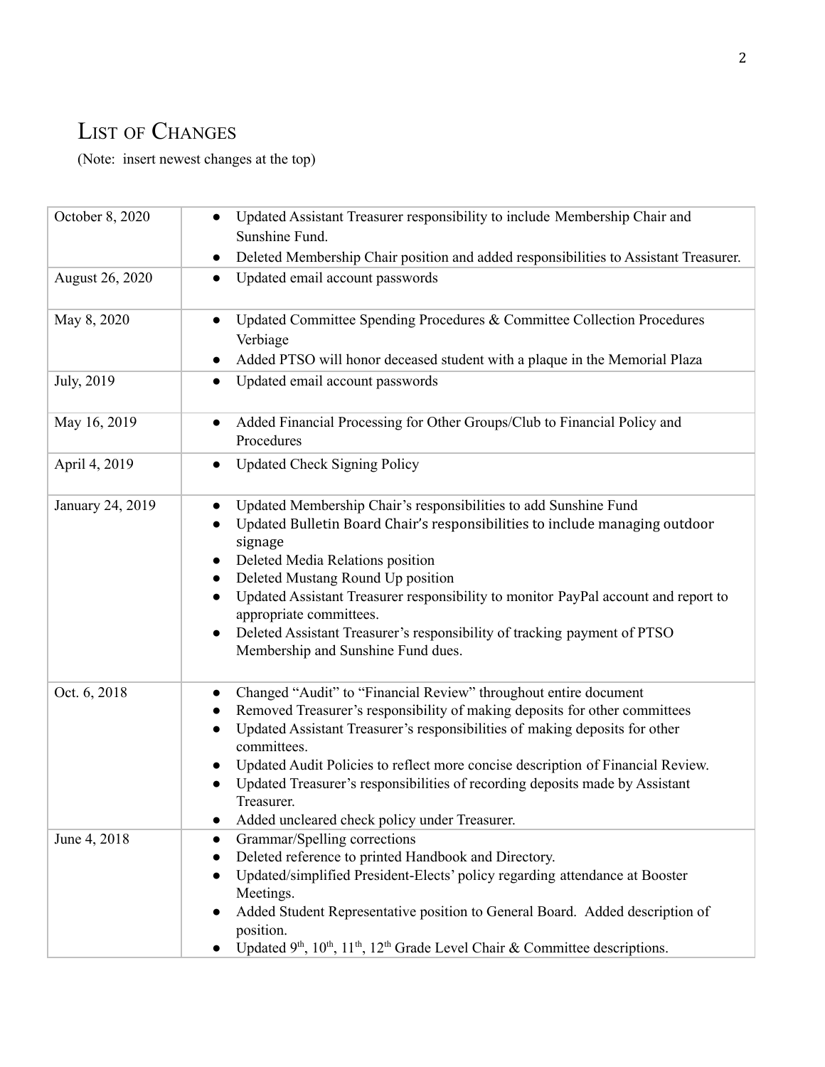# LIST OF CHANGES

(Note: insert newest changes at the top)

| | |
|---|---|
| October 8, 2020 | • Updated Assistant Treasurer responsibility to include Membership Chair and Sunshine Fund.<br>• Deleted Membership Chair position and added responsibilities to Assistant Treasurer. |
| August 26, 2020 | • Updated email account passwords |
| May 8, 2020 | • Updated Committee Spending Procedures & Committee Collection Procedures Verbiage<br>• Added PTSO will honor deceased student with a plaque in the Memorial Plaza |
| July, 2019 | • Updated email account passwords |
| May 16, 2019 | • Added Financial Processing for Other Groups/Club to Financial Policy and Procedures |
| April 4, 2019 | • Updated Check Signing Policy |
| January 24, 2019 | • Updated Membership Chair's responsibilities to add Sunshine Fund<br>• Updated Bulletin Board Chair's responsibilities to include managing outdoor signage<br>• Deleted Media Relations position<br>• Deleted Mustang Round Up position<br>• Updated Assistant Treasurer responsibility to monitor PayPal account and report to appropriate committees.<br>• Deleted Assistant Treasurer's responsibility of tracking payment of PTSO Membership and Sunshine Fund dues. |
| Oct. 6, 2018 | • Changed "Audit" to "Financial Review" throughout entire document<br>• Removed Treasurer's responsibility of making deposits for other committees<br>• Updated Assistant Treasurer's responsibilities of making deposits for other committees.<br>• Updated Audit Policies to reflect more concise description of Financial Review.<br>• Updated Treasurer's responsibilities of recording deposits made by Assistant Treasurer.<br>• Added uncleared check policy under Treasurer. |
| June 4, 2018 | • Grammar/Spelling corrections<br>• Deleted reference to printed Handbook and Directory.<br>• Updated/simplified President-Elects' policy regarding attendance at Booster Meetings.<br>• Added Student Representative position to General Board. Added description of position.<br>• Updated 9th, 10th, 11th, 12th Grade Level Chair & Committee descriptions. |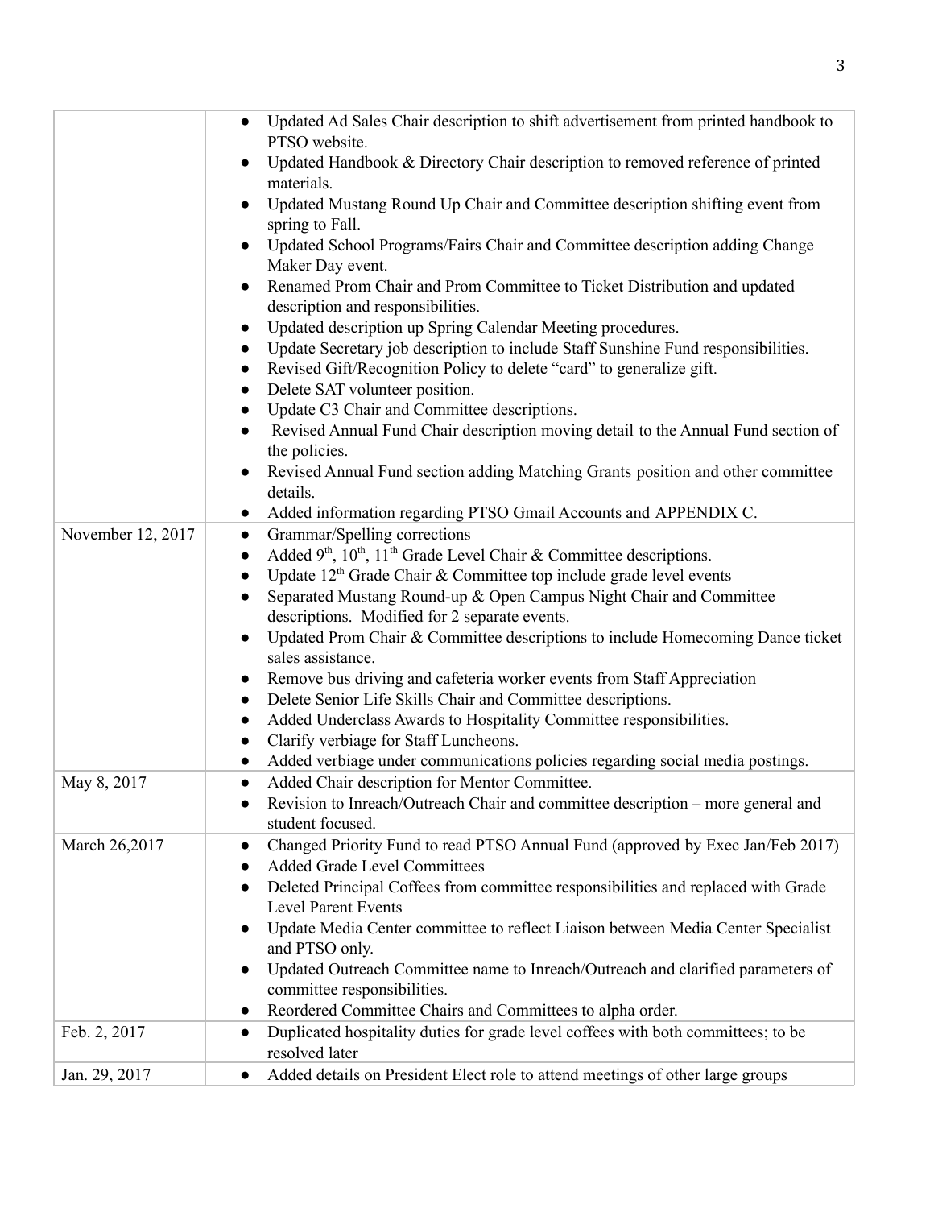| | |
|---|---|
| | • Updated Ad Sales Chair description to shift advertisement from printed handbook to PTSO website.<br>• Updated Handbook & Directory Chair description to removed reference of printed materials.<br>• Updated Mustang Round Up Chair and Committee description shifting event from spring to Fall.<br>• Updated School Programs/Fairs Chair and Committee description adding Change Maker Day event.<br>• Renamed Prom Chair and Prom Committee to Ticket Distribution and updated description and responsibilities.<br>• Updated description up Spring Calendar Meeting procedures.<br>• Update Secretary job description to include Staff Sunshine Fund responsibilities.<br>• Revised Gift/Recognition Policy to delete "card" to generalize gift.<br>• Delete SAT volunteer position.<br>• Update C3 Chair and Committee descriptions.<br>• Revised Annual Fund Chair description moving detail to the Annual Fund section of the policies.<br>• Revised Annual Fund section adding Matching Grants position and other committee details.<br>• Added information regarding PTSO Gmail Accounts and APPENDIX C. |
| November 12, 2017 | • Grammar/Spelling corrections<br>• Added 9th, 10th, 11th Grade Level Chair & Committee descriptions.<br>• Update 12th Grade Chair & Committee top include grade level events<br>• Separated Mustang Round-up & Open Campus Night Chair and Committee descriptions. Modified for 2 separate events.<br>• Updated Prom Chair & Committee descriptions to include Homecoming Dance ticket sales assistance.<br>• Remove bus driving and cafeteria worker events from Staff Appreciation<br>• Delete Senior Life Skills Chair and Committee descriptions.<br>• Added Underclass Awards to Hospitality Committee responsibilities.<br>• Clarify verbiage for Staff Luncheons.<br>• Added verbiage under communications policies regarding social media postings. |
| May 8, 2017 | • Added Chair description for Mentor Committee.<br>• Revision to Inreach/Outreach Chair and committee description – more general and student focused. |
| March 26,2017 | • Changed Priority Fund to read PTSO Annual Fund (approved by Exec Jan/Feb 2017)<br>• Added Grade Level Committees<br>• Deleted Principal Coffees from committee responsibilities and replaced with Grade Level Parent Events<br>• Update Media Center committee to reflect Liaison between Media Center Specialist and PTSO only.<br>• Updated Outreach Committee name to Inreach/Outreach and clarified parameters of committee responsibilities.<br>• Reordered Committee Chairs and Committees to alpha order. |
| Feb. 2, 2017 | • Duplicated hospitality duties for grade level coffees with both committees; to be resolved later |
| Jan. 29, 2017 | • Added details on President Elect role to attend meetings of other large groups |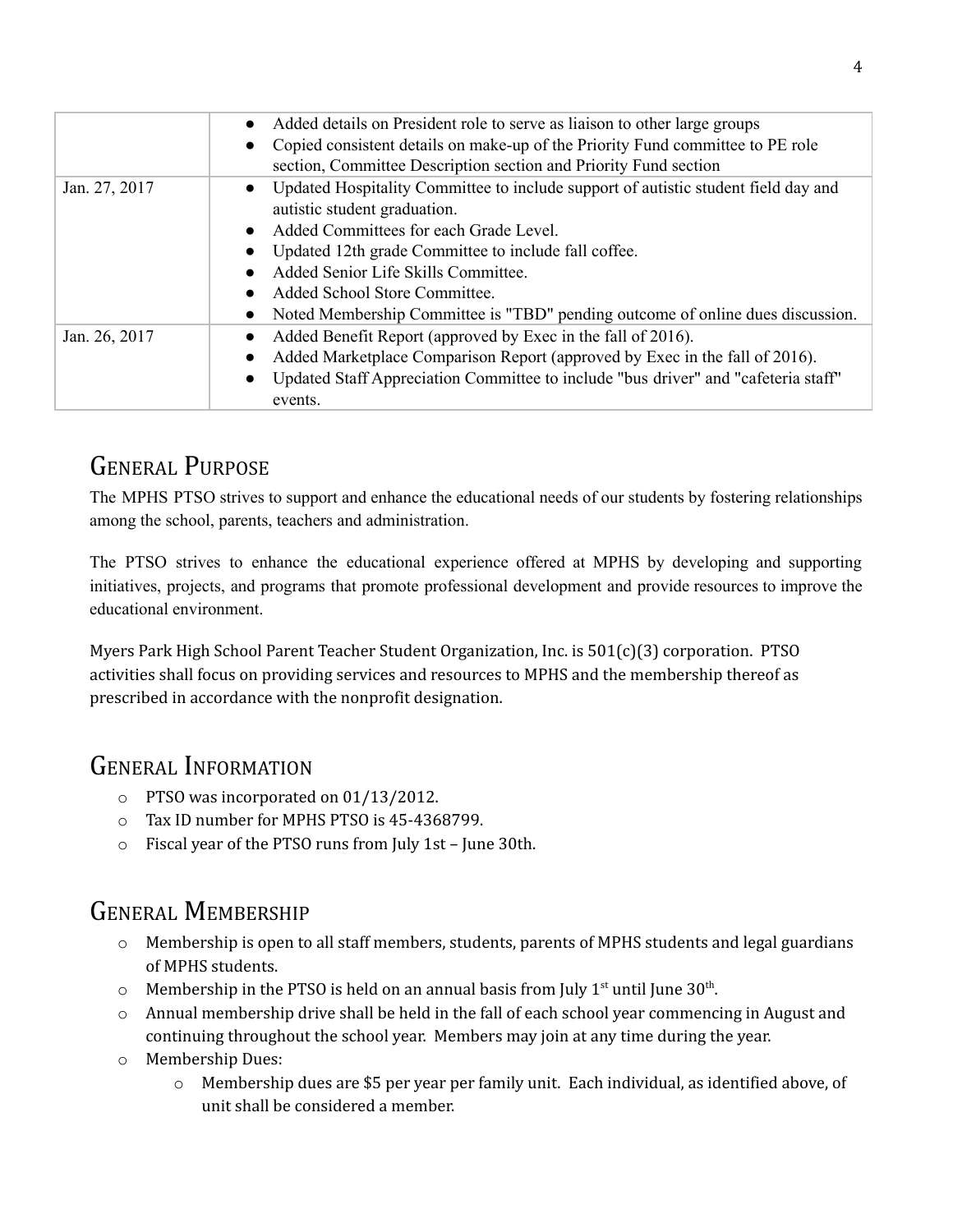| | |
|---|---|
| | • Added details on President role to serve as liaison to other large groups<br>• Copied consistent details on make-up of the Priority Fund committee to PE role section, Committee Description section and Priority Fund section |
| Jan. 27, 2017 | • Updated Hospitality Committee to include support of autistic student field day and autistic student graduation.<br>• Added Committees for each Grade Level.<br>• Updated 12th grade Committee to include fall coffee.<br>• Added Senior Life Skills Committee.<br>• Added School Store Committee.<br>• Noted Membership Committee is "TBD" pending outcome of online dues discussion. |
| Jan. 26, 2017 | • Added Benefit Report (approved by Exec in the fall of 2016).<br>• Added Marketplace Comparison Report (approved by Exec in the fall of 2016).<br>• Updated Staff Appreciation Committee to include "bus driver" and "cafeteria staff" events. |

## General Purpose

The MPHS PTSO strives to support and enhance the educational needs of our students by fostering relationships among the school, parents, teachers and administration.

The PTSO strives to enhance the educational experience offered at MPHS by developing and supporting initiatives, projects, and programs that promote professional development and provide resources to improve the educational environment.

Myers Park High School Parent Teacher Student Organization, Inc. is 501(c)(3) corporation. PTSO activities shall focus on providing services and resources to MPHS and the membership thereof as prescribed in accordance with the nonprofit designation.

## General Information

- PTSO was incorporated on 01/13/2012.
- Tax ID number for MPHS PTSO is 45-4368799.
- Fiscal year of the PTSO runs from July 1st – June 30th.

## General Membership

- Membership is open to all staff members, students, parents of MPHS students and legal guardians of MPHS students.
- Membership in the PTSO is held on an annual basis from July 1st until June 30th.
- Annual membership drive shall be held in the fall of each school year commencing in August and continuing throughout the school year. Members may join at any time during the year.
- Membership Dues:
  - Membership dues are $5 per year per family unit. Each individual, as identified above, of unit shall be considered a member.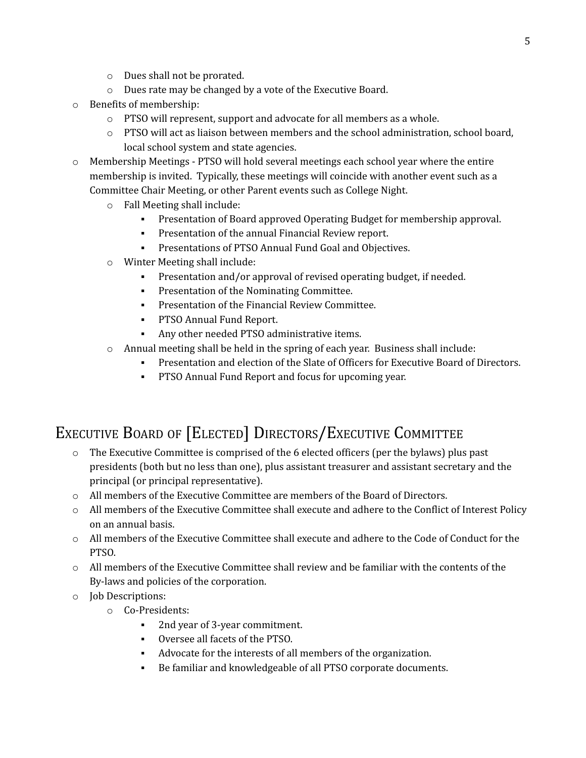- Dues shall not be prorated.
- Dues rate may be changed by a vote of the Executive Board.

- Benefits of membership:
  - PTSO will represent, support and advocate for all members as a whole.
  - PTSO will act as liaison between members and the school administration, school board, local school system and state agencies.
- Membership Meetings - PTSO will hold several meetings each school year where the entire membership is invited. Typically, these meetings will coincide with another event such as a Committee Chair Meeting, or other Parent events such as College Night.
  - Fall Meeting shall include:
    - Presentation of Board approved Operating Budget for membership approval.
    - Presentation of the annual Financial Review report.
    - Presentations of PTSO Annual Fund Goal and Objectives.
  - Winter Meeting shall include:
    - Presentation and/or approval of revised operating budget, if needed.
    - Presentation of the Nominating Committee.
    - Presentation of the Financial Review Committee.
    - PTSO Annual Fund Report.
    - Any other needed PTSO administrative items.
  - Annual meeting shall be held in the spring of each year. Business shall include:
    - Presentation and election of the Slate of Officers for Executive Board of Directors.
    - PTSO Annual Fund Report and focus for upcoming year.

## Executive Board of [Elected] Directors/Executive Committee

- The Executive Committee is comprised of the 6 elected officers (per the bylaws) plus past presidents (both but no less than one), plus assistant treasurer and assistant secretary and the principal (or principal representative).
- All members of the Executive Committee are members of the Board of Directors.
- All members of the Executive Committee shall execute and adhere to the Conflict of Interest Policy on an annual basis.
- All members of the Executive Committee shall execute and adhere to the Code of Conduct for the PTSO.
- All members of the Executive Committee shall review and be familiar with the contents of the By-laws and policies of the corporation.
- Job Descriptions:
  - Co-Presidents:
    - 2nd year of 3-year commitment.
    - Oversee all facets of the PTSO.
    - Advocate for the interests of all members of the organization.
    - Be familiar and knowledgeable of all PTSO corporate documents.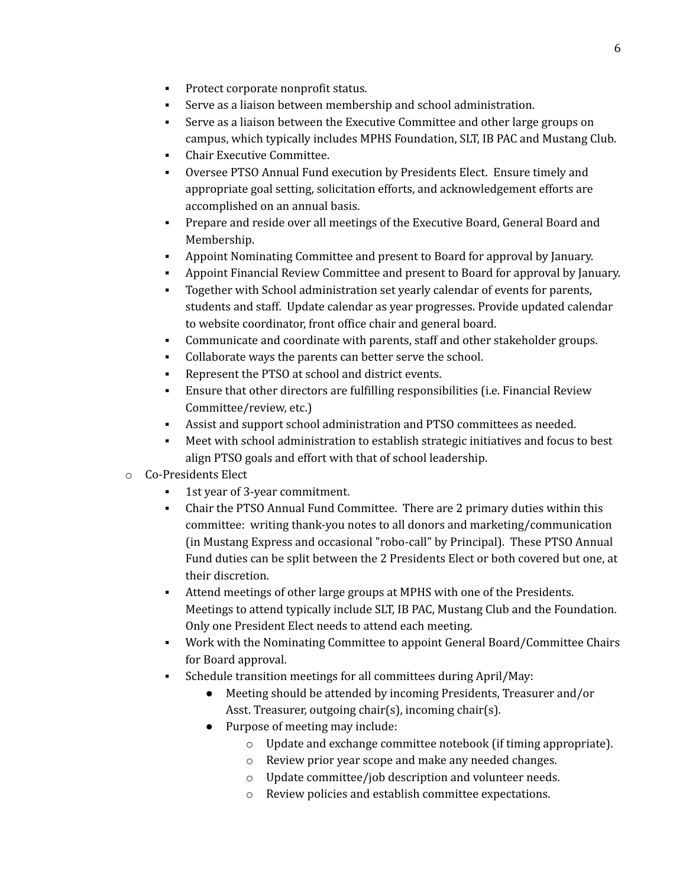- Protect corporate nonprofit status.
- Serve as a liaison between membership and school administration.
- Serve as a liaison between the Executive Committee and other large groups on campus, which typically includes MPHS Foundation, SLT, IB PAC and Mustang Club.
- Chair Executive Committee.
- Oversee PTSO Annual Fund execution by Presidents Elect. Ensure timely and appropriate goal setting, solicitation efforts, and acknowledgement efforts are accomplished on an annual basis.
- Prepare and reside over all meetings of the Executive Board, General Board and Membership.
- Appoint Nominating Committee and present to Board for approval by January.
- Appoint Financial Review Committee and present to Board for approval by January.
- Together with School administration set yearly calendar of events for parents, students and staff. Update calendar as year progresses. Provide updated calendar to website coordinator, front office chair and general board.
- Communicate and coordinate with parents, staff and other stakeholder groups.
- Collaborate ways the parents can better serve the school.
- Represent the PTSO at school and district events.
- Ensure that other directors are fulfilling responsibilities (i.e. Financial Review Committee/review, etc.)
- Assist and support school administration and PTSO committees as needed.
- Meet with school administration to establish strategic initiatives and focus to best align PTSO goals and effort with that of school leadership.

- Co-Presidents Elect
  - 1st year of 3-year commitment.
  - Chair the PTSO Annual Fund Committee. There are 2 primary duties within this committee: writing thank-you notes to all donors and marketing/communication (in Mustang Express and occasional "robo-call" by Principal). These PTSO Annual Fund duties can be split between the 2 Presidents Elect or both covered but one, at their discretion.
  - Attend meetings of other large groups at MPHS with one of the Presidents. Meetings to attend typically include SLT, IB PAC, Mustang Club and the Foundation. Only one President Elect needs to attend each meeting.
  - Work with the Nominating Committee to appoint General Board/Committee Chairs for Board approval.
  - Schedule transition meetings for all committees during April/May:
    - Meeting should be attended by incoming Presidents, Treasurer and/or Asst. Treasurer, outgoing chair(s), incoming chair(s).
    - Purpose of meeting may include:
      - Update and exchange committee notebook (if timing appropriate).
      - Review prior year scope and make any needed changes.
      - Update committee/job description and volunteer needs.
      - Review policies and establish committee expectations.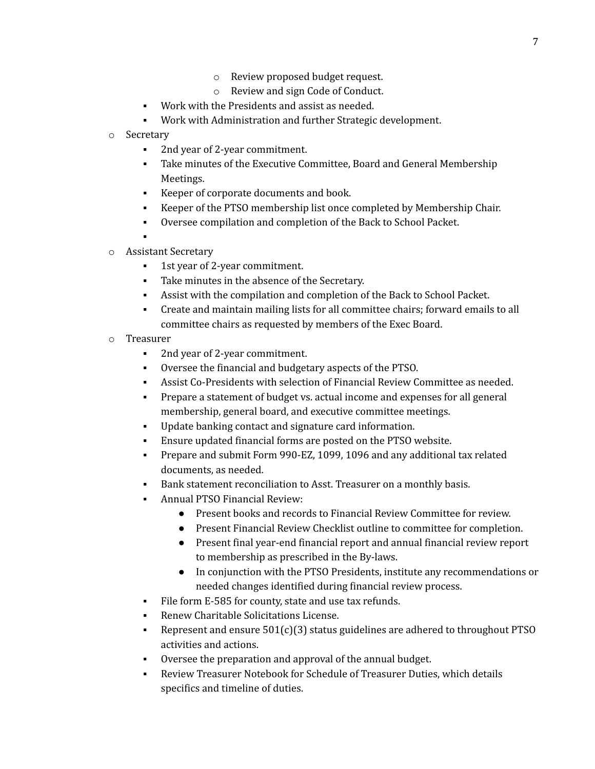- Review proposed budget request.
        - Review and sign Code of Conduct.
    - Work with the Presidents and assist as needed.
    - Work with Administration and further Strategic development.
- Secretary
    - 2nd year of 2-year commitment.
    - Take minutes of the Executive Committee, Board and General Membership Meetings.
    - Keeper of corporate documents and book.
    - Keeper of the PTSO membership list once completed by Membership Chair.
    - Oversee compilation and completion of the Back to School Packet.
    - 
- Assistant Secretary
    - 1st year of 2-year commitment.
    - Take minutes in the absence of the Secretary.
    - Assist with the compilation and completion of the Back to School Packet.
    - Create and maintain mailing lists for all committee chairs; forward emails to all committee chairs as requested by members of the Exec Board.
- Treasurer
    - 2nd year of 2-year commitment.
    - Oversee the financial and budgetary aspects of the PTSO.
    - Assist Co-Presidents with selection of Financial Review Committee as needed.
    - Prepare a statement of budget vs. actual income and expenses for all general membership, general board, and executive committee meetings.
    - Update banking contact and signature card information.
    - Ensure updated financial forms are posted on the PTSO website.
    - Prepare and submit Form 990-EZ, 1099, 1096 and any additional tax related documents, as needed.
    - Bank statement reconciliation to Asst. Treasurer on a monthly basis.
    - Annual PTSO Financial Review:
        - Present books and records to Financial Review Committee for review.
        - Present Financial Review Checklist outline to committee for completion.
        - Present final year-end financial report and annual financial review report to membership as prescribed in the By-laws.
        - In conjunction with the PTSO Presidents, institute any recommendations or needed changes identified during financial review process.
    - File form E-585 for county, state and use tax refunds.
    - Renew Charitable Solicitations License.
    - Represent and ensure 501(c)(3) status guidelines are adhered to throughout PTSO activities and actions.
    - Oversee the preparation and approval of the annual budget.
    - Review Treasurer Notebook for Schedule of Treasurer Duties, which details specifics and timeline of duties.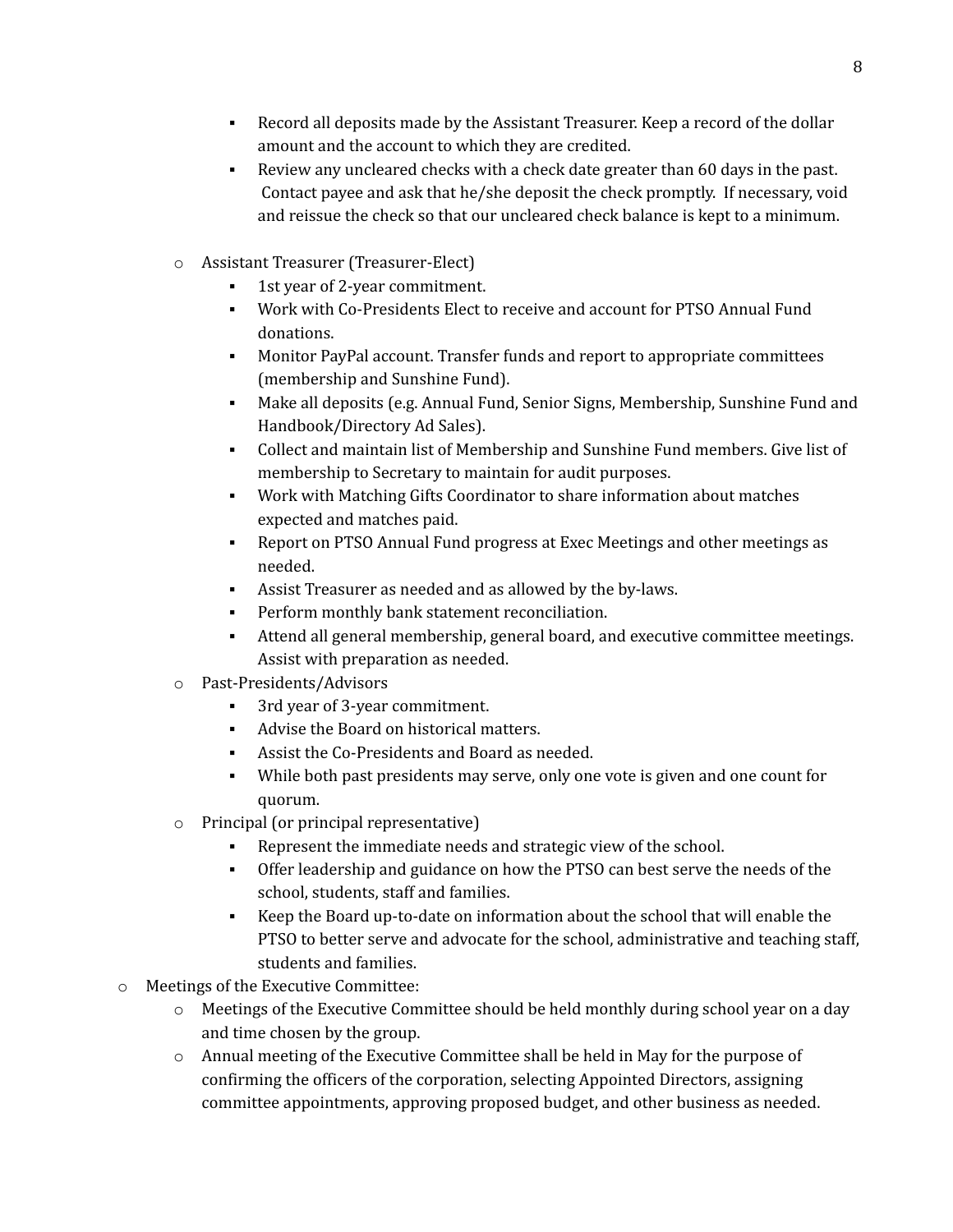- Record all deposits made by the Assistant Treasurer. Keep a record of the dollar amount and the account to which they are credited.
      - Review any uncleared checks with a check date greater than 60 days in the past. Contact payee and ask that he/she deposit the check promptly. If necessary, void and reissue the check so that our uncleared check balance is kept to a minimum.

  - Assistant Treasurer (Treasurer-Elect)
    - 1st year of 2-year commitment.
    - Work with Co-Presidents Elect to receive and account for PTSO Annual Fund donations.
    - Monitor PayPal account. Transfer funds and report to appropriate committees (membership and Sunshine Fund).
    - Make all deposits (e.g. Annual Fund, Senior Signs, Membership, Sunshine Fund and Handbook/Directory Ad Sales).
    - Collect and maintain list of Membership and Sunshine Fund members. Give list of membership to Secretary to maintain for audit purposes.
    - Work with Matching Gifts Coordinator to share information about matches expected and matches paid.
    - Report on PTSO Annual Fund progress at Exec Meetings and other meetings as needed.
    - Assist Treasurer as needed and as allowed by the by-laws.
    - Perform monthly bank statement reconciliation.
    - Attend all general membership, general board, and executive committee meetings. Assist with preparation as needed.
  - Past-Presidents/Advisors
    - 3rd year of 3-year commitment.
    - Advise the Board on historical matters.
    - Assist the Co-Presidents and Board as needed.
    - While both past presidents may serve, only one vote is given and one count for quorum.
  - Principal (or principal representative)
    - Represent the immediate needs and strategic view of the school.
    - Offer leadership and guidance on how the PTSO can best serve the needs of the school, students, staff and families.
    - Keep the Board up-to-date on information about the school that will enable the PTSO to better serve and advocate for the school, administrative and teaching staff, students and families.
- Meetings of the Executive Committee:
  - Meetings of the Executive Committee should be held monthly during school year on a day and time chosen by the group.
  - Annual meeting of the Executive Committee shall be held in May for the purpose of confirming the officers of the corporation, selecting Appointed Directors, assigning committee appointments, approving proposed budget, and other business as needed.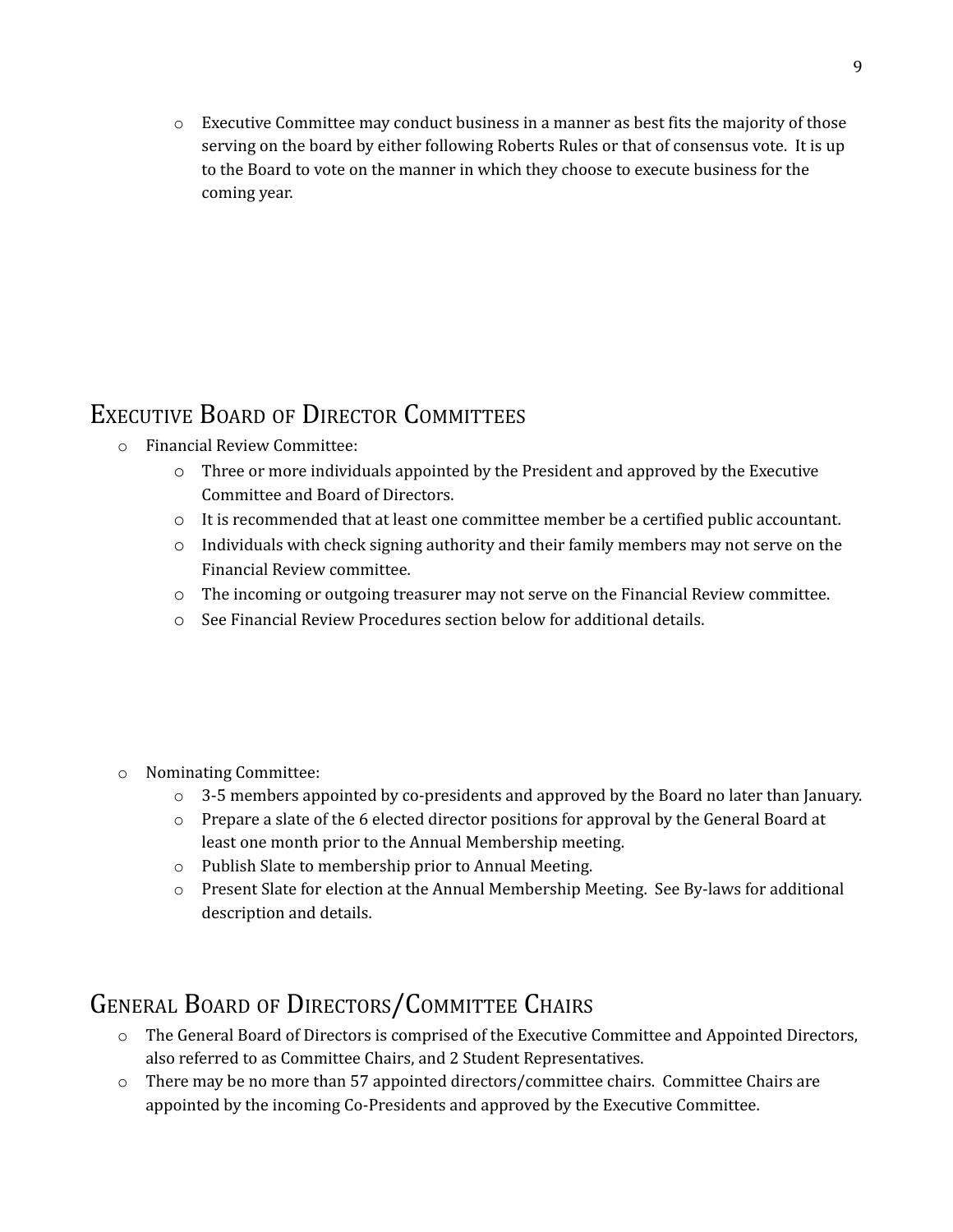- Executive Committee may conduct business in a manner as best fits the majority of those serving on the board by either following Roberts Rules or that of consensus vote. It is up to the Board to vote on the manner in which they choose to execute business for the coming year.

## Executive Board of Director Committees

- Financial Review Committee:
  - Three or more individuals appointed by the President and approved by the Executive Committee and Board of Directors.
  - It is recommended that at least one committee member be a certified public accountant.
  - Individuals with check signing authority and their family members may not serve on the Financial Review committee.
  - The incoming or outgoing treasurer may not serve on the Financial Review committee.
  - See Financial Review Procedures section below for additional details.

- Nominating Committee:
  - 3-5 members appointed by co-presidents and approved by the Board no later than January.
  - Prepare a slate of the 6 elected director positions for approval by the General Board at least one month prior to the Annual Membership meeting.
  - Publish Slate to membership prior to Annual Meeting.
  - Present Slate for election at the Annual Membership Meeting. See By-laws for additional description and details.

## General Board of Directors/Committee Chairs

- The General Board of Directors is comprised of the Executive Committee and Appointed Directors, also referred to as Committee Chairs, and 2 Student Representatives.
- There may be no more than 57 appointed directors/committee chairs. Committee Chairs are appointed by the incoming Co-Presidents and approved by the Executive Committee.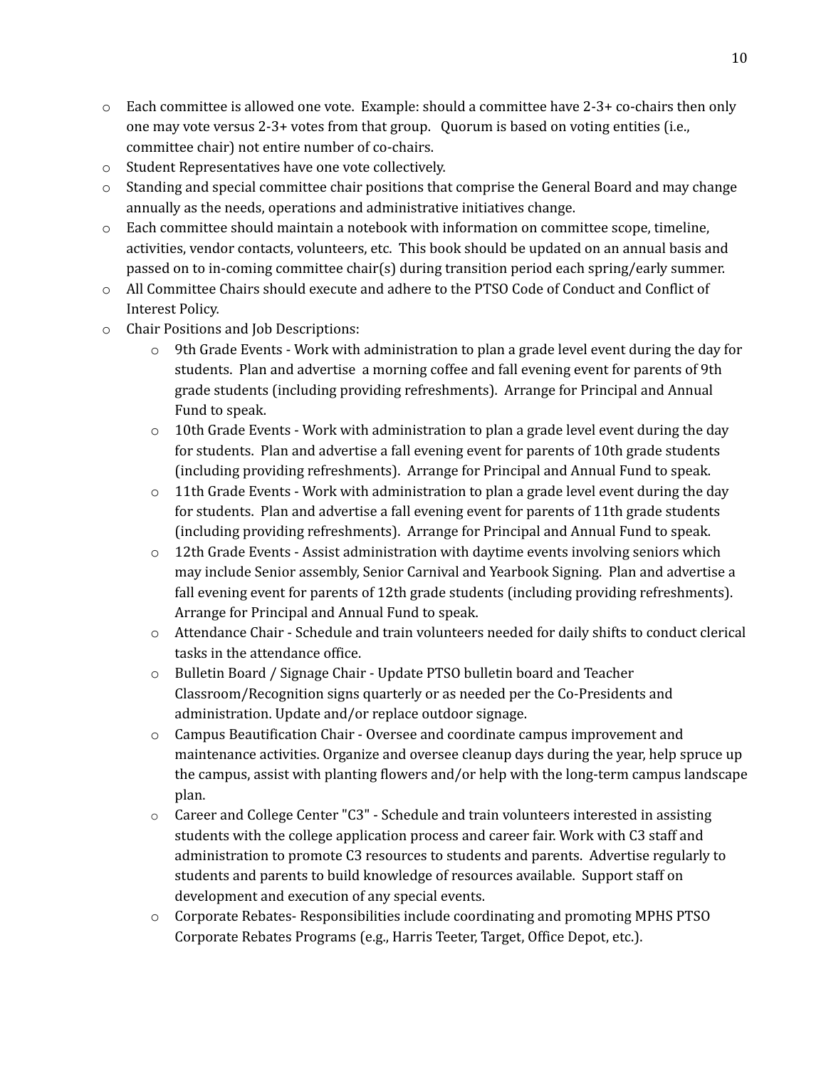- Each committee is allowed one vote. Example: should a committee have 2-3+ co-chairs then only one may vote versus 2-3+ votes from that group. Quorum is based on voting entities (i.e., committee chair) not entire number of co-chairs.
- Student Representatives have one vote collectively.
- Standing and special committee chair positions that comprise the General Board and may change annually as the needs, operations and administrative initiatives change.
- Each committee should maintain a notebook with information on committee scope, timeline, activities, vendor contacts, volunteers, etc. This book should be updated on an annual basis and passed on to in-coming committee chair(s) during transition period each spring/early summer.
- All Committee Chairs should execute and adhere to the PTSO Code of Conduct and Conflict of Interest Policy.
- Chair Positions and Job Descriptions:
  - 9th Grade Events - Work with administration to plan a grade level event during the day for students. Plan and advertise a morning coffee and fall evening event for parents of 9th grade students (including providing refreshments). Arrange for Principal and Annual Fund to speak.
  - 10th Grade Events - Work with administration to plan a grade level event during the day for students. Plan and advertise a fall evening event for parents of 10th grade students (including providing refreshments). Arrange for Principal and Annual Fund to speak.
  - 11th Grade Events - Work with administration to plan a grade level event during the day for students. Plan and advertise a fall evening event for parents of 11th grade students (including providing refreshments). Arrange for Principal and Annual Fund to speak.
  - 12th Grade Events - Assist administration with daytime events involving seniors which may include Senior assembly, Senior Carnival and Yearbook Signing. Plan and advertise a fall evening event for parents of 12th grade students (including providing refreshments). Arrange for Principal and Annual Fund to speak.
  - Attendance Chair - Schedule and train volunteers needed for daily shifts to conduct clerical tasks in the attendance office.
  - Bulletin Board / Signage Chair - Update PTSO bulletin board and Teacher Classroom/Recognition signs quarterly or as needed per the Co-Presidents and administration. Update and/or replace outdoor signage.
  - Campus Beautification Chair - Oversee and coordinate campus improvement and maintenance activities. Organize and oversee cleanup days during the year, help spruce up the campus, assist with planting flowers and/or help with the long-term campus landscape plan.
  - Career and College Center "C3" - Schedule and train volunteers interested in assisting students with the college application process and career fair. Work with C3 staff and administration to promote C3 resources to students and parents. Advertise regularly to students and parents to build knowledge of resources available. Support staff on development and execution of any special events.
  - Corporate Rebates- Responsibilities include coordinating and promoting MPHS PTSO Corporate Rebates Programs (e.g., Harris Teeter, Target, Office Depot, etc.).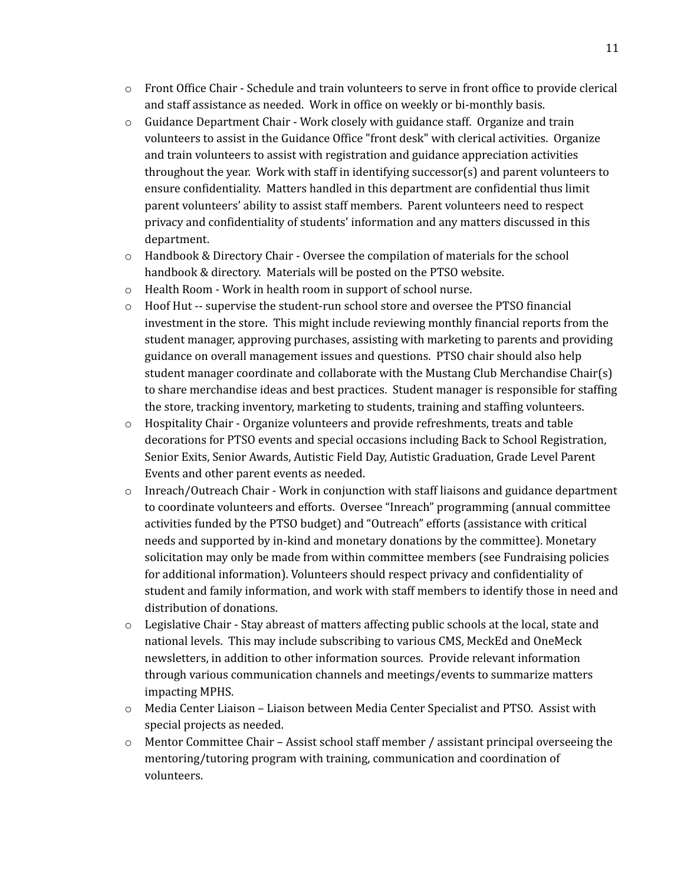- Front Office Chair - Schedule and train volunteers to serve in front office to provide clerical and staff assistance as needed. Work in office on weekly or bi-monthly basis.
- Guidance Department Chair - Work closely with guidance staff. Organize and train volunteers to assist in the Guidance Office "front desk" with clerical activities. Organize and train volunteers to assist with registration and guidance appreciation activities throughout the year. Work with staff in identifying successor(s) and parent volunteers to ensure confidentiality. Matters handled in this department are confidential thus limit parent volunteers' ability to assist staff members. Parent volunteers need to respect privacy and confidentiality of students' information and any matters discussed in this department.
- Handbook & Directory Chair - Oversee the compilation of materials for the school handbook & directory. Materials will be posted on the PTSO website.
- Health Room - Work in health room in support of school nurse.
- Hoof Hut -- supervise the student-run school store and oversee the PTSO financial investment in the store. This might include reviewing monthly financial reports from the student manager, approving purchases, assisting with marketing to parents and providing guidance on overall management issues and questions. PTSO chair should also help student manager coordinate and collaborate with the Mustang Club Merchandise Chair(s) to share merchandise ideas and best practices. Student manager is responsible for staffing the store, tracking inventory, marketing to students, training and staffing volunteers.
- Hospitality Chair - Organize volunteers and provide refreshments, treats and table decorations for PTSO events and special occasions including Back to School Registration, Senior Exits, Senior Awards, Autistic Field Day, Autistic Graduation, Grade Level Parent Events and other parent events as needed.
- Inreach/Outreach Chair - Work in conjunction with staff liaisons and guidance department to coordinate volunteers and efforts. Oversee "Inreach" programming (annual committee activities funded by the PTSO budget) and "Outreach" efforts (assistance with critical needs and supported by in-kind and monetary donations by the committee). Monetary solicitation may only be made from within committee members (see Fundraising policies for additional information). Volunteers should respect privacy and confidentiality of student and family information, and work with staff members to identify those in need and distribution of donations.
- Legislative Chair - Stay abreast of matters affecting public schools at the local, state and national levels. This may include subscribing to various CMS, MeckEd and OneMeck newsletters, in addition to other information sources. Provide relevant information through various communication channels and meetings/events to summarize matters impacting MPHS.
- Media Center Liaison – Liaison between Media Center Specialist and PTSO. Assist with special projects as needed.
- Mentor Committee Chair – Assist school staff member / assistant principal overseeing the mentoring/tutoring program with training, communication and coordination of volunteers.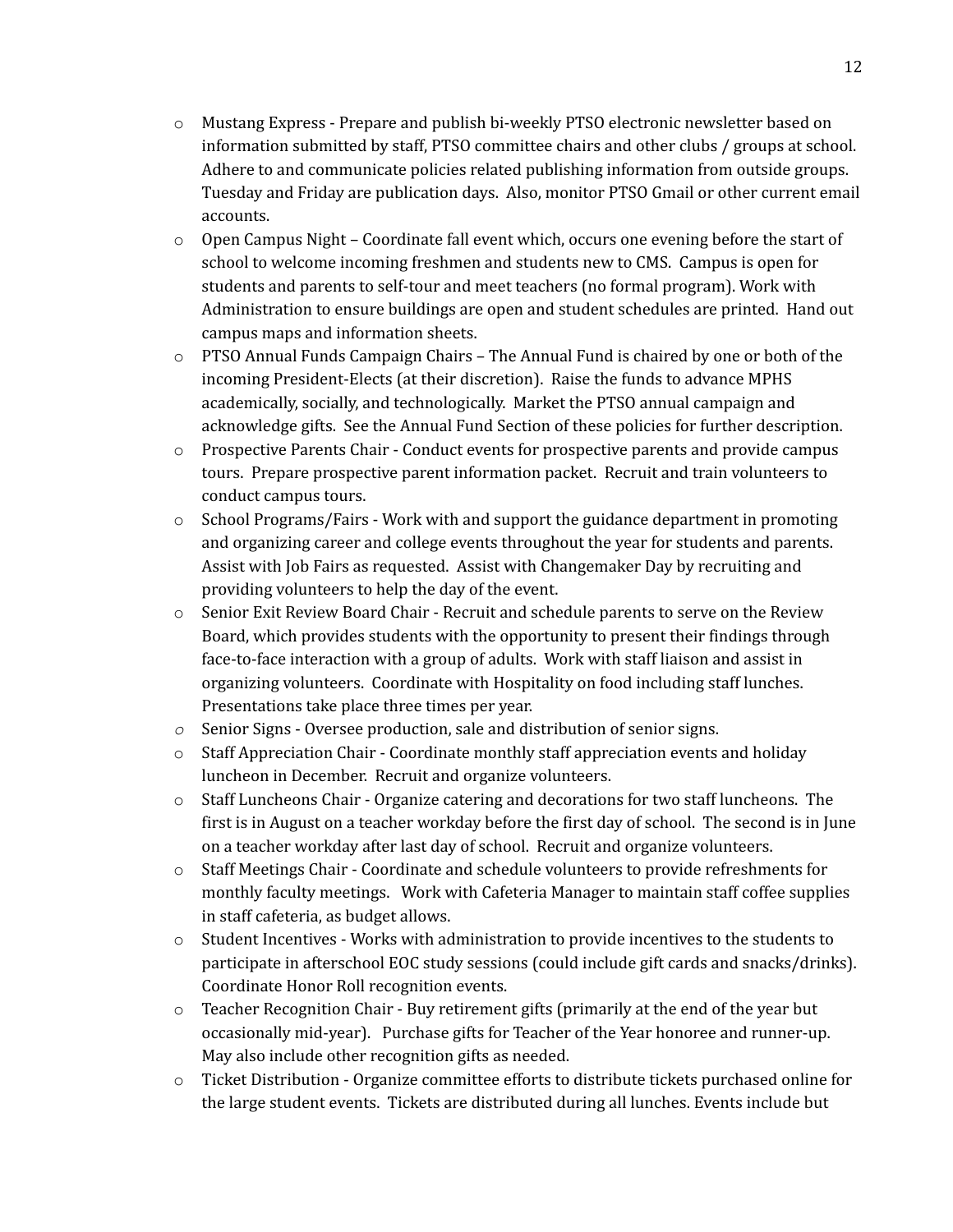- Mustang Express - Prepare and publish bi-weekly PTSO electronic newsletter based on information submitted by staff, PTSO committee chairs and other clubs / groups at school. Adhere to and communicate policies related publishing information from outside groups. Tuesday and Friday are publication days. Also, monitor PTSO Gmail or other current email accounts.
- Open Campus Night – Coordinate fall event which, occurs one evening before the start of school to welcome incoming freshmen and students new to CMS. Campus is open for students and parents to self-tour and meet teachers (no formal program). Work with Administration to ensure buildings are open and student schedules are printed. Hand out campus maps and information sheets.
- PTSO Annual Funds Campaign Chairs – The Annual Fund is chaired by one or both of the incoming President-Elects (at their discretion). Raise the funds to advance MPHS academically, socially, and technologically. Market the PTSO annual campaign and acknowledge gifts. See the Annual Fund Section of these policies for further description.
- Prospective Parents Chair - Conduct events for prospective parents and provide campus tours. Prepare prospective parent information packet. Recruit and train volunteers to conduct campus tours.
- School Programs/Fairs - Work with and support the guidance department in promoting and organizing career and college events throughout the year for students and parents. Assist with Job Fairs as requested. Assist with Changemaker Day by recruiting and providing volunteers to help the day of the event.
- Senior Exit Review Board Chair - Recruit and schedule parents to serve on the Review Board, which provides students with the opportunity to present their findings through face-to-face interaction with a group of adults. Work with staff liaison and assist in organizing volunteers. Coordinate with Hospitality on food including staff lunches. Presentations take place three times per year.
- Senior Signs - Oversee production, sale and distribution of senior signs.
- Staff Appreciation Chair - Coordinate monthly staff appreciation events and holiday luncheon in December. Recruit and organize volunteers.
- Staff Luncheons Chair - Organize catering and decorations for two staff luncheons. The first is in August on a teacher workday before the first day of school. The second is in June on a teacher workday after last day of school. Recruit and organize volunteers.
- Staff Meetings Chair - Coordinate and schedule volunteers to provide refreshments for monthly faculty meetings. Work with Cafeteria Manager to maintain staff coffee supplies in staff cafeteria, as budget allows.
- Student Incentives - Works with administration to provide incentives to the students to participate in afterschool EOC study sessions (could include gift cards and snacks/drinks). Coordinate Honor Roll recognition events.
- Teacher Recognition Chair - Buy retirement gifts (primarily at the end of the year but occasionally mid-year). Purchase gifts for Teacher of the Year honoree and runner-up. May also include other recognition gifts as needed.
- Ticket Distribution - Organize committee efforts to distribute tickets purchased online for the large student events. Tickets are distributed during all lunches. Events include but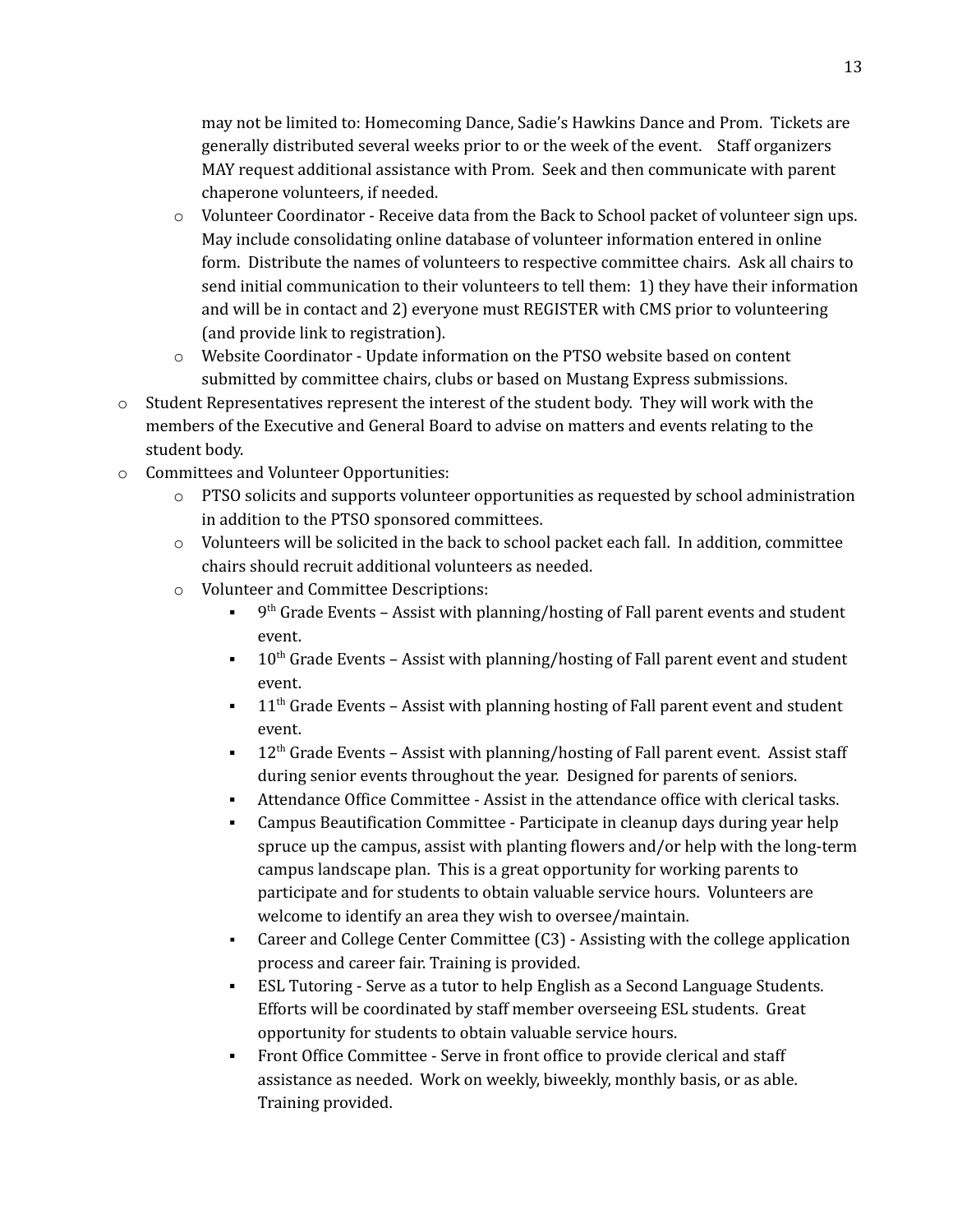may not be limited to: Homecoming Dance, Sadie's Hawkins Dance and Prom. Tickets are generally distributed several weeks prior to or the week of the event. Staff organizers MAY request additional assistance with Prom. Seek and then communicate with parent chaperone volunteers, if needed.

    - Volunteer Coordinator - Receive data from the Back to School packet of volunteer sign ups. May include consolidating online database of volunteer information entered in online form. Distribute the names of volunteers to respective committee chairs. Ask all chairs to send initial communication to their volunteers to tell them: 1) they have their information and will be in contact and 2) everyone must REGISTER with CMS prior to volunteering (and provide link to registration).
    - Website Coordinator - Update information on the PTSO website based on content submitted by committee chairs, clubs or based on Mustang Express submissions.

- Student Representatives represent the interest of the student body. They will work with the members of the Executive and General Board to advise on matters and events relating to the student body.
- Committees and Volunteer Opportunities:
    - PTSO solicits and supports volunteer opportunities as requested by school administration in addition to the PTSO sponsored committees.
    - Volunteers will be solicited in the back to school packet each fall. In addition, committee chairs should recruit additional volunteers as needed.
    - Volunteer and Committee Descriptions:
        - 9th Grade Events – Assist with planning/hosting of Fall parent events and student event.
        - 10th Grade Events – Assist with planning/hosting of Fall parent event and student event.
        - 11th Grade Events – Assist with planning hosting of Fall parent event and student event.
        - 12th Grade Events – Assist with planning/hosting of Fall parent event. Assist staff during senior events throughout the year. Designed for parents of seniors.
        - Attendance Office Committee - Assist in the attendance office with clerical tasks.
        - Campus Beautification Committee - Participate in cleanup days during year help spruce up the campus, assist with planting flowers and/or help with the long-term campus landscape plan. This is a great opportunity for working parents to participate and for students to obtain valuable service hours. Volunteers are welcome to identify an area they wish to oversee/maintain.
        - Career and College Center Committee (C3) - Assisting with the college application process and career fair. Training is provided.
        - ESL Tutoring - Serve as a tutor to help English as a Second Language Students. Efforts will be coordinated by staff member overseeing ESL students. Great opportunity for students to obtain valuable service hours.
        - Front Office Committee - Serve in front office to provide clerical and staff assistance as needed. Work on weekly, biweekly, monthly basis, or as able. Training provided.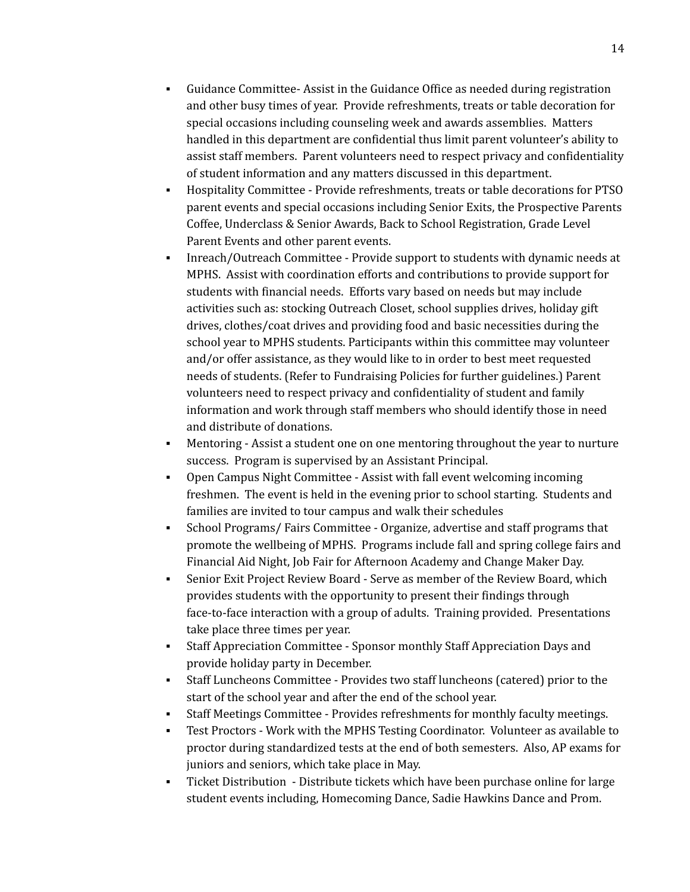- Guidance Committee- Assist in the Guidance Office as needed during registration and other busy times of year. Provide refreshments, treats or table decoration for special occasions including counseling week and awards assemblies. Matters handled in this department are confidential thus limit parent volunteer's ability to assist staff members. Parent volunteers need to respect privacy and confidentiality of student information and any matters discussed in this department.
- Hospitality Committee - Provide refreshments, treats or table decorations for PTSO parent events and special occasions including Senior Exits, the Prospective Parents Coffee, Underclass & Senior Awards, Back to School Registration, Grade Level Parent Events and other parent events.
- Inreach/Outreach Committee - Provide support to students with dynamic needs at MPHS. Assist with coordination efforts and contributions to provide support for students with financial needs. Efforts vary based on needs but may include activities such as: stocking Outreach Closet, school supplies drives, holiday gift drives, clothes/coat drives and providing food and basic necessities during the school year to MPHS students. Participants within this committee may volunteer and/or offer assistance, as they would like to in order to best meet requested needs of students. (Refer to Fundraising Policies for further guidelines.) Parent volunteers need to respect privacy and confidentiality of student and family information and work through staff members who should identify those in need and distribute of donations.
- Mentoring - Assist a student one on one mentoring throughout the year to nurture success. Program is supervised by an Assistant Principal.
- Open Campus Night Committee - Assist with fall event welcoming incoming freshmen. The event is held in the evening prior to school starting. Students and families are invited to tour campus and walk their schedules
- School Programs/ Fairs Committee - Organize, advertise and staff programs that promote the wellbeing of MPHS. Programs include fall and spring college fairs and Financial Aid Night, Job Fair for Afternoon Academy and Change Maker Day.
- Senior Exit Project Review Board - Serve as member of the Review Board, which provides students with the opportunity to present their findings through face-to-face interaction with a group of adults. Training provided. Presentations take place three times per year.
- Staff Appreciation Committee - Sponsor monthly Staff Appreciation Days and provide holiday party in December.
- Staff Luncheons Committee - Provides two staff luncheons (catered) prior to the start of the school year and after the end of the school year.
- Staff Meetings Committee - Provides refreshments for monthly faculty meetings.
- Test Proctors - Work with the MPHS Testing Coordinator. Volunteer as available to proctor during standardized tests at the end of both semesters. Also, AP exams for juniors and seniors, which take place in May.
- Ticket Distribution - Distribute tickets which have been purchase online for large student events including, Homecoming Dance, Sadie Hawkins Dance and Prom.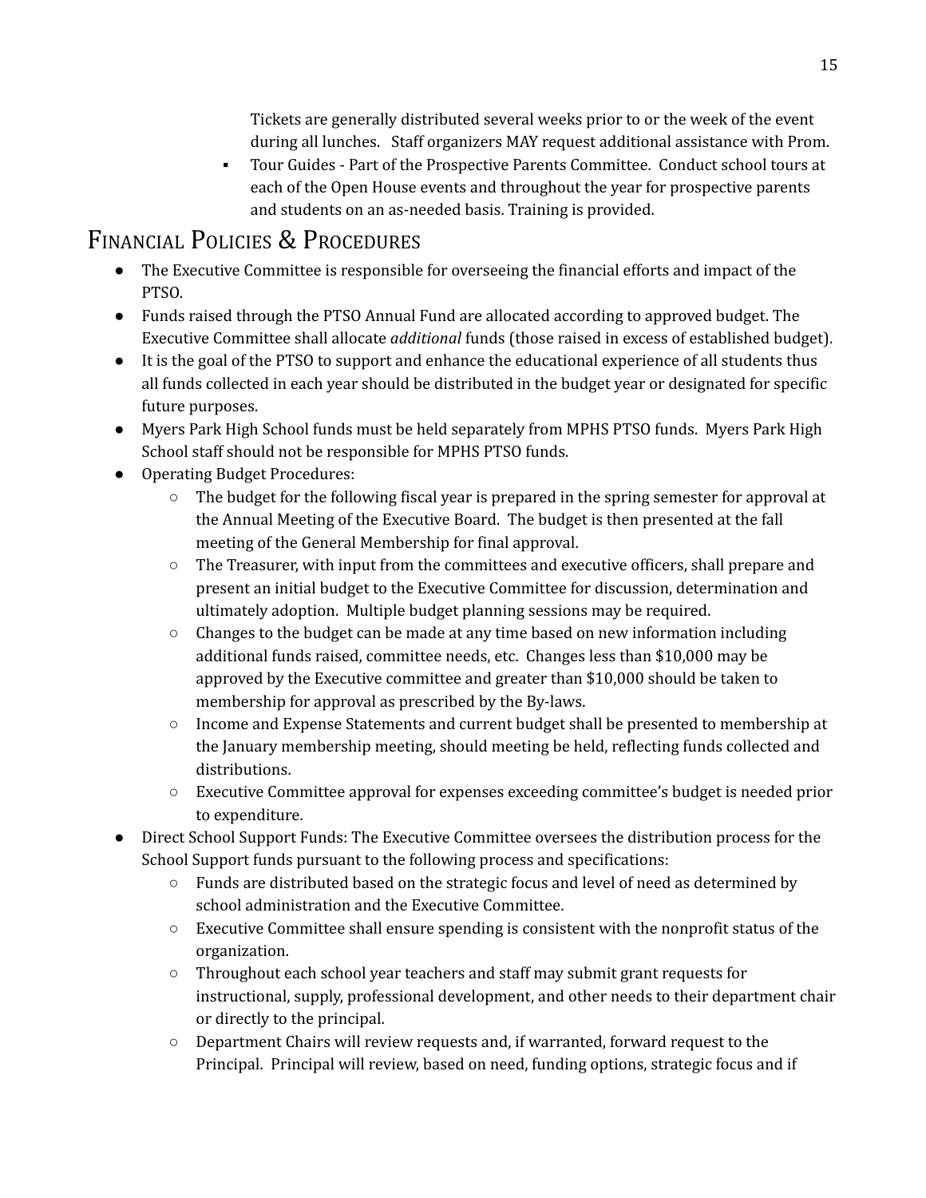Tickets are generally distributed several weeks prior to or the week of the event during all lunches. Staff organizers MAY request additional assistance with Prom.

- Tour Guides - Part of the Prospective Parents Committee. Conduct school tours at each of the Open House events and throughout the year for prospective parents and students on an as-needed basis. Training is provided.

## Financial Policies & Procedures

- The Executive Committee is responsible for overseeing the financial efforts and impact of the PTSO.
- Funds raised through the PTSO Annual Fund are allocated according to approved budget. The Executive Committee shall allocate *additional* funds (those raised in excess of established budget).
- It is the goal of the PTSO to support and enhance the educational experience of all students thus all funds collected in each year should be distributed in the budget year or designated for specific future purposes.
- Myers Park High School funds must be held separately from MPHS PTSO funds. Myers Park High School staff should not be responsible for MPHS PTSO funds.
- Operating Budget Procedures:
  - The budget for the following fiscal year is prepared in the spring semester for approval at the Annual Meeting of the Executive Board. The budget is then presented at the fall meeting of the General Membership for final approval.
  - The Treasurer, with input from the committees and executive officers, shall prepare and present an initial budget to the Executive Committee for discussion, determination and ultimately adoption. Multiple budget planning sessions may be required.
  - Changes to the budget can be made at any time based on new information including additional funds raised, committee needs, etc. Changes less than $10,000 may be approved by the Executive committee and greater than $10,000 should be taken to membership for approval as prescribed by the By-laws.
  - Income and Expense Statements and current budget shall be presented to membership at the January membership meeting, should meeting be held, reflecting funds collected and distributions.
  - Executive Committee approval for expenses exceeding committee's budget is needed prior to expenditure.
- Direct School Support Funds: The Executive Committee oversees the distribution process for the School Support funds pursuant to the following process and specifications:
  - Funds are distributed based on the strategic focus and level of need as determined by school administration and the Executive Committee.
  - Executive Committee shall ensure spending is consistent with the nonprofit status of the organization.
  - Throughout each school year teachers and staff may submit grant requests for instructional, supply, professional development, and other needs to their department chair or directly to the principal.
  - Department Chairs will review requests and, if warranted, forward request to the Principal. Principal will review, based on need, funding options, strategic focus and if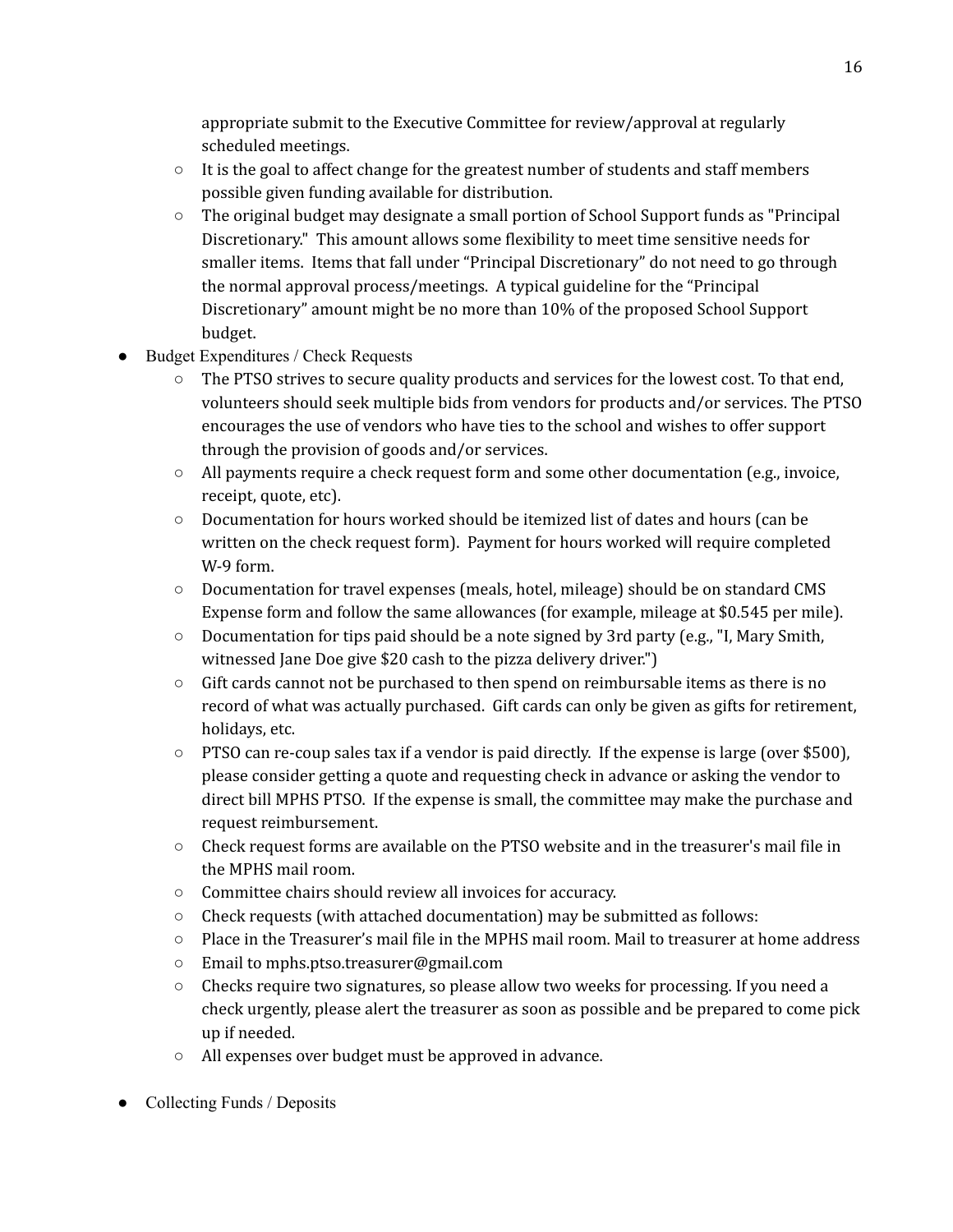appropriate submit to the Executive Committee for review/approval at regularly scheduled meetings.

    - It is the goal to affect change for the greatest number of students and staff members possible given funding available for distribution.
    - The original budget may designate a small portion of School Support funds as "Principal Discretionary." This amount allows some flexibility to meet time sensitive needs for smaller items. Items that fall under "Principal Discretionary" do not need to go through the normal approval process/meetings. A typical guideline for the "Principal Discretionary" amount might be no more than 10% of the proposed School Support budget.
- Budget Expenditures / Check Requests
    - The PTSO strives to secure quality products and services for the lowest cost. To that end, volunteers should seek multiple bids from vendors for products and/or services. The PTSO encourages the use of vendors who have ties to the school and wishes to offer support through the provision of goods and/or services.
    - All payments require a check request form and some other documentation (e.g., invoice, receipt, quote, etc).
    - Documentation for hours worked should be itemized list of dates and hours (can be written on the check request form). Payment for hours worked will require completed W-9 form.
    - Documentation for travel expenses (meals, hotel, mileage) should be on standard CMS Expense form and follow the same allowances (for example, mileage at $0.545 per mile).
    - Documentation for tips paid should be a note signed by 3rd party (e.g., "I, Mary Smith, witnessed Jane Doe give $20 cash to the pizza delivery driver.")
    - Gift cards cannot not be purchased to then spend on reimbursable items as there is no record of what was actually purchased. Gift cards can only be given as gifts for retirement, holidays, etc.
    - PTSO can re-coup sales tax if a vendor is paid directly. If the expense is large (over $500), please consider getting a quote and requesting check in advance or asking the vendor to direct bill MPHS PTSO. If the expense is small, the committee may make the purchase and request reimbursement.
    - Check request forms are available on the PTSO website and in the treasurer's mail file in the MPHS mail room.
    - Committee chairs should review all invoices for accuracy.
    - Check requests (with attached documentation) may be submitted as follows:
    - Place in the Treasurer's mail file in the MPHS mail room. Mail to treasurer at home address
    - Email to mphs.ptso.treasurer@gmail.com
    - Checks require two signatures, so please allow two weeks for processing. If you need a check urgently, please alert the treasurer as soon as possible and be prepared to come pick up if needed.
    - All expenses over budget must be approved in advance.

- Collecting Funds / Deposits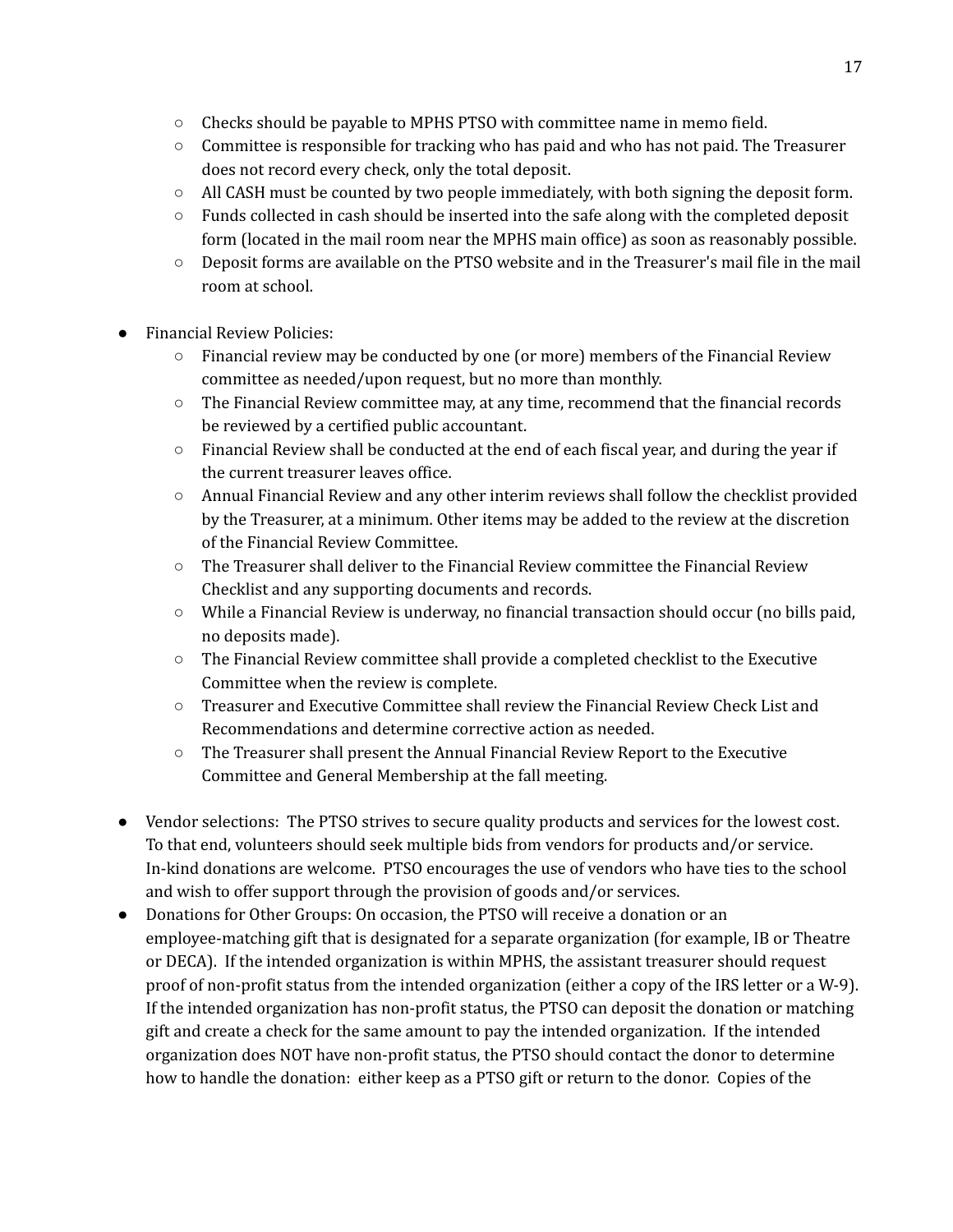- Checks should be payable to MPHS PTSO with committee name in memo field.
  - Committee is responsible for tracking who has paid and who has not paid. The Treasurer does not record every check, only the total deposit.
  - All CASH must be counted by two people immediately, with both signing the deposit form.
  - Funds collected in cash should be inserted into the safe along with the completed deposit form (located in the mail room near the MPHS main office) as soon as reasonably possible.
  - Deposit forms are available on the PTSO website and in the Treasurer's mail file in the mail room at school.

- Financial Review Policies:
  - Financial review may be conducted by one (or more) members of the Financial Review committee as needed/upon request, but no more than monthly.
  - The Financial Review committee may, at any time, recommend that the financial records be reviewed by a certified public accountant.
  - Financial Review shall be conducted at the end of each fiscal year, and during the year if the current treasurer leaves office.
  - Annual Financial Review and any other interim reviews shall follow the checklist provided by the Treasurer, at a minimum. Other items may be added to the review at the discretion of the Financial Review Committee.
  - The Treasurer shall deliver to the Financial Review committee the Financial Review Checklist and any supporting documents and records.
  - While a Financial Review is underway, no financial transaction should occur (no bills paid, no deposits made).
  - The Financial Review committee shall provide a completed checklist to the Executive Committee when the review is complete.
  - Treasurer and Executive Committee shall review the Financial Review Check List and Recommendations and determine corrective action as needed.
  - The Treasurer shall present the Annual Financial Review Report to the Executive Committee and General Membership at the fall meeting.

- Vendor selections: The PTSO strives to secure quality products and services for the lowest cost. To that end, volunteers should seek multiple bids from vendors for products and/or service. In-kind donations are welcome. PTSO encourages the use of vendors who have ties to the school and wish to offer support through the provision of goods and/or services.
- Donations for Other Groups: On occasion, the PTSO will receive a donation or an employee-matching gift that is designated for a separate organization (for example, IB or Theatre or DECA). If the intended organization is within MPHS, the assistant treasurer should request proof of non-profit status from the intended organization (either a copy of the IRS letter or a W-9). If the intended organization has non-profit status, the PTSO can deposit the donation or matching gift and create a check for the same amount to pay the intended organization. If the intended organization does NOT have non-profit status, the PTSO should contact the donor to determine how to handle the donation: either keep as a PTSO gift or return to the donor. Copies of the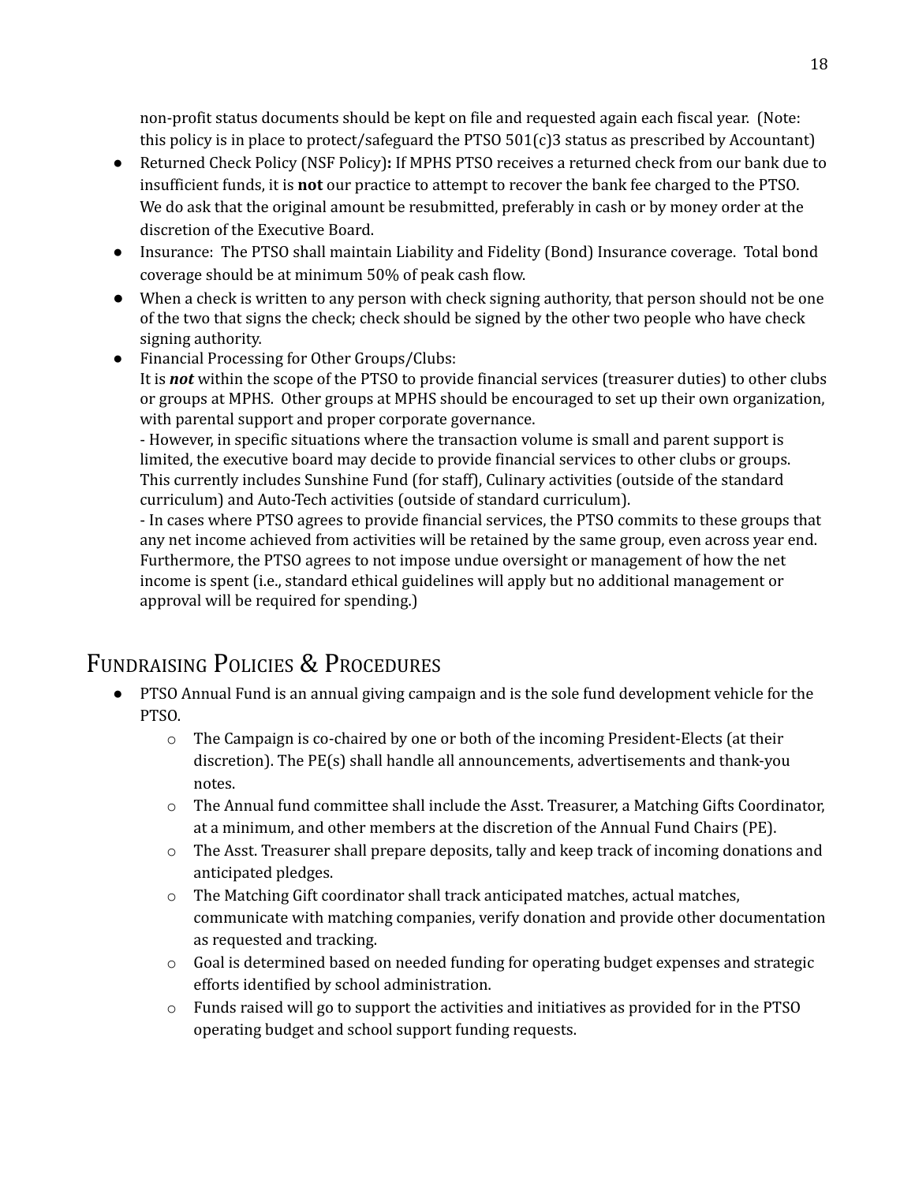non-profit status documents should be kept on file and requested again each fiscal year. (Note: this policy is in place to protect/safeguard the PTSO 501(c)3 status as prescribed by Accountant)

- Returned Check Policy (NSF Policy)**:** If MPHS PTSO receives a returned check from our bank due to insufficient funds, it is **not** our practice to attempt to recover the bank fee charged to the PTSO. We do ask that the original amount be resubmitted, preferably in cash or by money order at the discretion of the Executive Board.
- Insurance: The PTSO shall maintain Liability and Fidelity (Bond) Insurance coverage. Total bond coverage should be at minimum 50% of peak cash flow.
- When a check is written to any person with check signing authority, that person should not be one of the two that signs the check; check should be signed by the other two people who have check signing authority.
- Financial Processing for Other Groups/Clubs:
  It is ***not*** within the scope of the PTSO to provide financial services (treasurer duties) to other clubs or groups at MPHS. Other groups at MPHS should be encouraged to set up their own organization, with parental support and proper corporate governance.
  - However, in specific situations where the transaction volume is small and parent support is limited, the executive board may decide to provide financial services to other clubs or groups. This currently includes Sunshine Fund (for staff), Culinary activities (outside of the standard curriculum) and Auto-Tech activities (outside of standard curriculum).
  - In cases where PTSO agrees to provide financial services, the PTSO commits to these groups that any net income achieved from activities will be retained by the same group, even across year end. Furthermore, the PTSO agrees to not impose undue oversight or management of how the net income is spent (i.e., standard ethical guidelines will apply but no additional management or approval will be required for spending.)

## Fundraising Policies & Procedures

- PTSO Annual Fund is an annual giving campaign and is the sole fund development vehicle for the PTSO.
  - The Campaign is co-chaired by one or both of the incoming President-Elects (at their discretion). The PE(s) shall handle all announcements, advertisements and thank-you notes.
  - The Annual fund committee shall include the Asst. Treasurer, a Matching Gifts Coordinator, at a minimum, and other members at the discretion of the Annual Fund Chairs (PE).
  - The Asst. Treasurer shall prepare deposits, tally and keep track of incoming donations and anticipated pledges.
  - The Matching Gift coordinator shall track anticipated matches, actual matches, communicate with matching companies, verify donation and provide other documentation as requested and tracking.
  - Goal is determined based on needed funding for operating budget expenses and strategic efforts identified by school administration.
  - Funds raised will go to support the activities and initiatives as provided for in the PTSO operating budget and school support funding requests.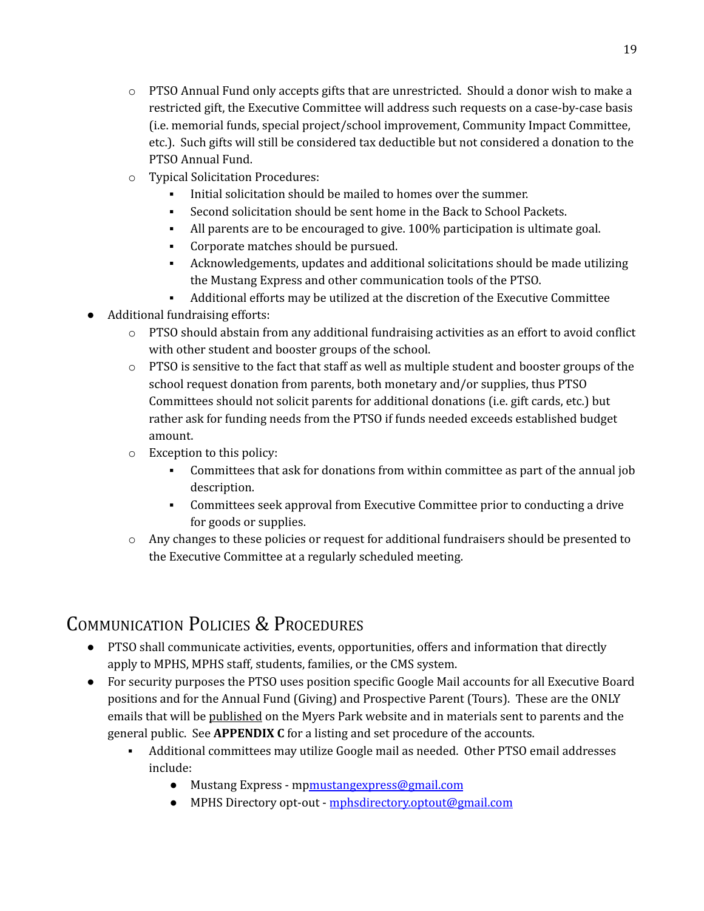- PTSO Annual Fund only accepts gifts that are unrestricted. Should a donor wish to make a restricted gift, the Executive Committee will address such requests on a case-by-case basis (i.e. memorial funds, special project/school improvement, Community Impact Committee, etc.). Such gifts will still be considered tax deductible but not considered a donation to the PTSO Annual Fund.
- Typical Solicitation Procedures:
    - Initial solicitation should be mailed to homes over the summer.
    - Second solicitation should be sent home in the Back to School Packets.
    - All parents are to be encouraged to give. 100% participation is ultimate goal.
    - Corporate matches should be pursued.
    - Acknowledgements, updates and additional solicitations should be made utilizing the Mustang Express and other communication tools of the PTSO.
    - Additional efforts may be utilized at the discretion of the Executive Committee

- Additional fundraising efforts:
    - PTSO should abstain from any additional fundraising activities as an effort to avoid conflict with other student and booster groups of the school.
    - PTSO is sensitive to the fact that staff as well as multiple student and booster groups of the school request donation from parents, both monetary and/or supplies, thus PTSO Committees should not solicit parents for additional donations (i.e. gift cards, etc.) but rather ask for funding needs from the PTSO if funds needed exceeds established budget amount.
    - Exception to this policy:
        - Committees that ask for donations from within committee as part of the annual job description.
        - Committees seek approval from Executive Committee prior to conducting a drive for goods or supplies.
    - Any changes to these policies or request for additional fundraisers should be presented to the Executive Committee at a regularly scheduled meeting.

## Communication Policies & Procedures

- PTSO shall communicate activities, events, opportunities, offers and information that directly apply to MPHS, MPHS staff, students, families, or the CMS system.
- For security purposes the PTSO uses position specific Google Mail accounts for all Executive Board positions and for the Annual Fund (Giving) and Prospective Parent (Tours). These are the ONLY emails that will be published on the Myers Park website and in materials sent to parents and the general public. See **APPENDIX C** for a listing and set procedure of the accounts.
    - Additional committees may utilize Google mail as needed. Other PTSO email addresses include:
        - Mustang Express - mpmustangexpress@gmail.com
        - MPHS Directory opt-out - mphsdirectory.optout@gmail.com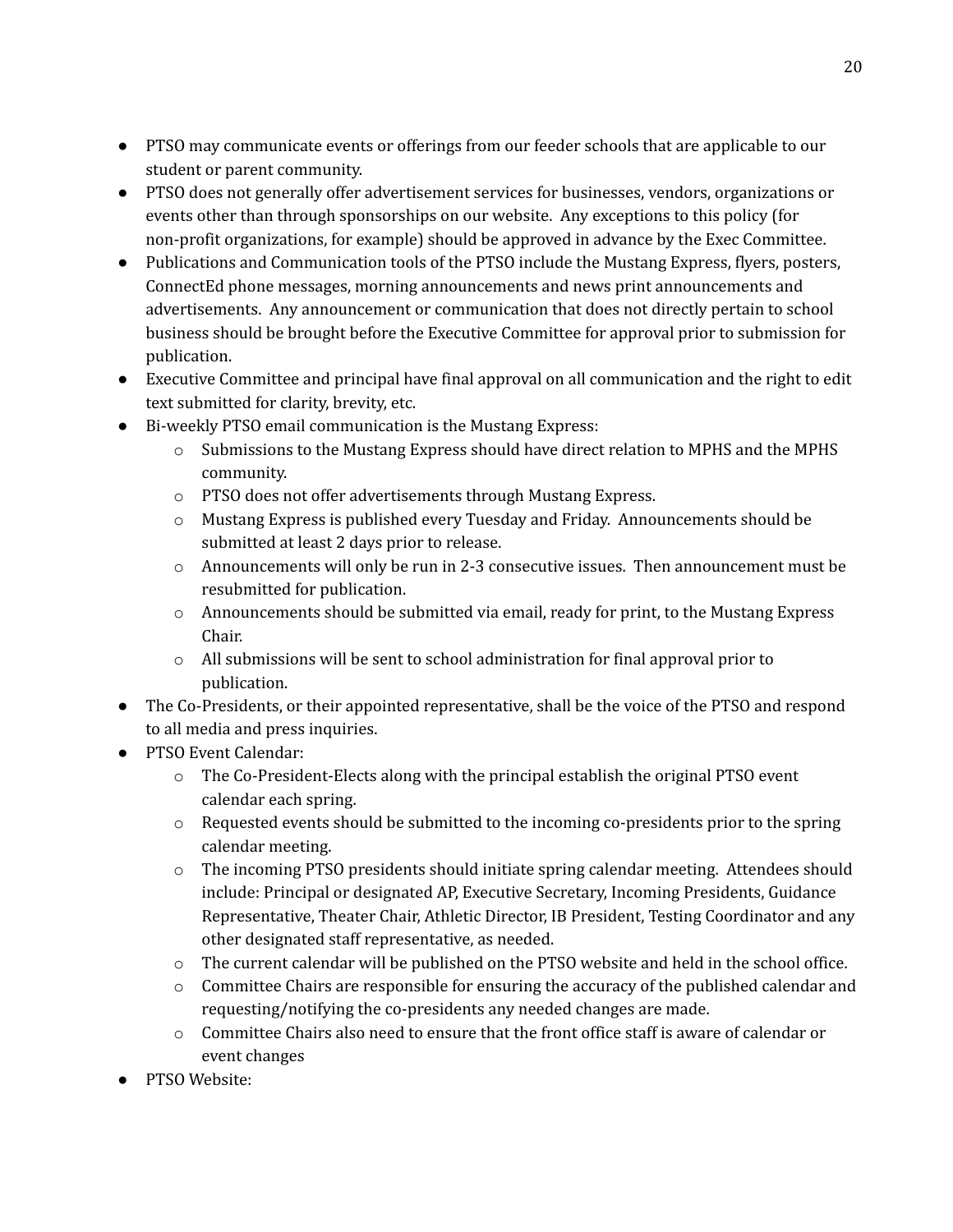- PTSO may communicate events or offerings from our feeder schools that are applicable to our student or parent community.
- PTSO does not generally offer advertisement services for businesses, vendors, organizations or events other than through sponsorships on our website. Any exceptions to this policy (for non-profit organizations, for example) should be approved in advance by the Exec Committee.
- Publications and Communication tools of the PTSO include the Mustang Express, flyers, posters, ConnectEd phone messages, morning announcements and news print announcements and advertisements. Any announcement or communication that does not directly pertain to school business should be brought before the Executive Committee for approval prior to submission for publication.
- Executive Committee and principal have final approval on all communication and the right to edit text submitted for clarity, brevity, etc.
- Bi-weekly PTSO email communication is the Mustang Express:
    - Submissions to the Mustang Express should have direct relation to MPHS and the MPHS community.
    - PTSO does not offer advertisements through Mustang Express.
    - Mustang Express is published every Tuesday and Friday. Announcements should be submitted at least 2 days prior to release.
    - Announcements will only be run in 2-3 consecutive issues. Then announcement must be resubmitted for publication.
    - Announcements should be submitted via email, ready for print, to the Mustang Express Chair.
    - All submissions will be sent to school administration for final approval prior to publication.
- The Co-Presidents, or their appointed representative, shall be the voice of the PTSO and respond to all media and press inquiries.
- PTSO Event Calendar:
    - The Co-President-Elects along with the principal establish the original PTSO event calendar each spring.
    - Requested events should be submitted to the incoming co-presidents prior to the spring calendar meeting.
    - The incoming PTSO presidents should initiate spring calendar meeting. Attendees should include: Principal or designated AP, Executive Secretary, Incoming Presidents, Guidance Representative, Theater Chair, Athletic Director, IB President, Testing Coordinator and any other designated staff representative, as needed.
    - The current calendar will be published on the PTSO website and held in the school office.
    - Committee Chairs are responsible for ensuring the accuracy of the published calendar and requesting/notifying the co-presidents any needed changes are made.
    - Committee Chairs also need to ensure that the front office staff is aware of calendar or event changes
- PTSO Website: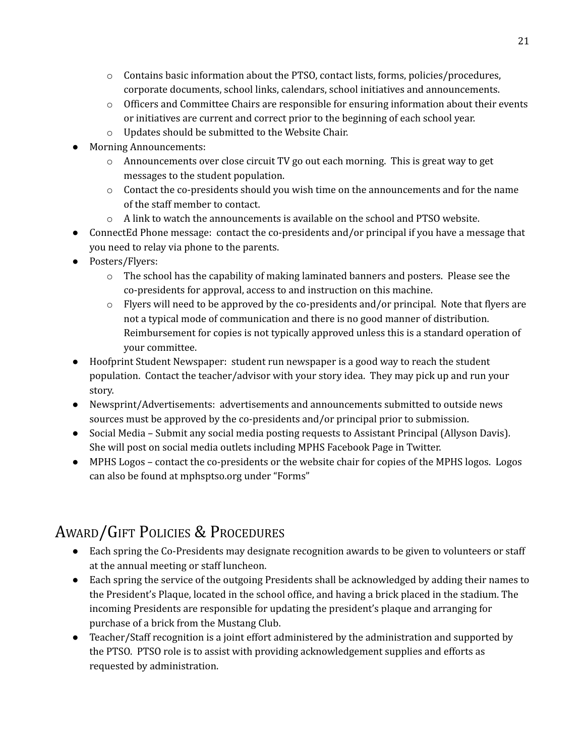- Contains basic information about the PTSO, contact lists, forms, policies/procedures, corporate documents, school links, calendars, school initiatives and announcements.
  - Officers and Committee Chairs are responsible for ensuring information about their events or initiatives are current and correct prior to the beginning of each school year.
  - Updates should be submitted to the Website Chair.
- Morning Announcements:
  - Announcements over close circuit TV go out each morning. This is great way to get messages to the student population.
  - Contact the co-presidents should you wish time on the announcements and for the name of the staff member to contact.
  - A link to watch the announcements is available on the school and PTSO website.
- ConnectEd Phone message: contact the co-presidents and/or principal if you have a message that you need to relay via phone to the parents.
- Posters/Flyers:
  - The school has the capability of making laminated banners and posters. Please see the co-presidents for approval, access to and instruction on this machine.
  - Flyers will need to be approved by the co-presidents and/or principal. Note that flyers are not a typical mode of communication and there is no good manner of distribution. Reimbursement for copies is not typically approved unless this is a standard operation of your committee.
- Hoofprint Student Newspaper: student run newspaper is a good way to reach the student population. Contact the teacher/advisor with your story idea. They may pick up and run your story.
- Newsprint/Advertisements: advertisements and announcements submitted to outside news sources must be approved by the co-presidents and/or principal prior to submission.
- Social Media – Submit any social media posting requests to Assistant Principal (Allyson Davis). She will post on social media outlets including MPHS Facebook Page in Twitter.
- MPHS Logos – contact the co-presidents or the website chair for copies of the MPHS logos. Logos can also be found at mphsptso.org under "Forms"

## Award/Gift Policies & Procedures

- Each spring the Co-Presidents may designate recognition awards to be given to volunteers or staff at the annual meeting or staff luncheon.
- Each spring the service of the outgoing Presidents shall be acknowledged by adding their names to the President's Plaque, located in the school office, and having a brick placed in the stadium. The incoming Presidents are responsible for updating the president's plaque and arranging for purchase of a brick from the Mustang Club.
- Teacher/Staff recognition is a joint effort administered by the administration and supported by the PTSO. PTSO role is to assist with providing acknowledgement supplies and efforts as requested by administration.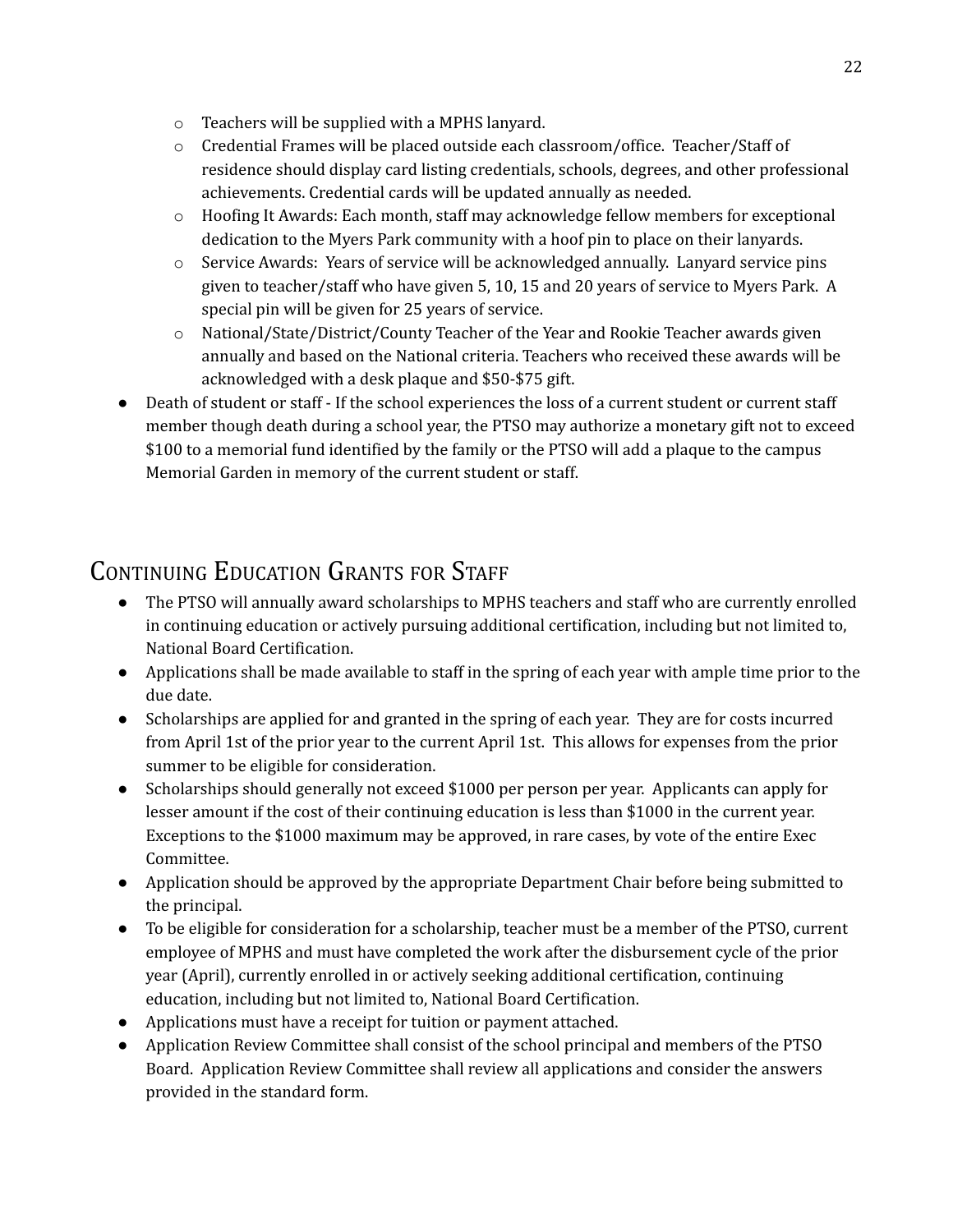- Teachers will be supplied with a MPHS lanyard.
  - Credential Frames will be placed outside each classroom/office. Teacher/Staff of residence should display card listing credentials, schools, degrees, and other professional achievements. Credential cards will be updated annually as needed.
  - Hoofing It Awards: Each month, staff may acknowledge fellow members for exceptional dedication to the Myers Park community with a hoof pin to place on their lanyards.
  - Service Awards: Years of service will be acknowledged annually. Lanyard service pins given to teacher/staff who have given 5, 10, 15 and 20 years of service to Myers Park. A special pin will be given for 25 years of service.
  - National/State/District/County Teacher of the Year and Rookie Teacher awards given annually and based on the National criteria. Teachers who received these awards will be acknowledged with a desk plaque and $50-$75 gift.
- Death of student or staff - If the school experiences the loss of a current student or current staff member though death during a school year, the PTSO may authorize a monetary gift not to exceed $100 to a memorial fund identified by the family or the PTSO will add a plaque to the campus Memorial Garden in memory of the current student or staff.

## Continuing Education Grants for Staff

- The PTSO will annually award scholarships to MPHS teachers and staff who are currently enrolled in continuing education or actively pursuing additional certification, including but not limited to, National Board Certification.
- Applications shall be made available to staff in the spring of each year with ample time prior to the due date.
- Scholarships are applied for and granted in the spring of each year. They are for costs incurred from April 1st of the prior year to the current April 1st. This allows for expenses from the prior summer to be eligible for consideration.
- Scholarships should generally not exceed $1000 per person per year. Applicants can apply for lesser amount if the cost of their continuing education is less than $1000 in the current year. Exceptions to the $1000 maximum may be approved, in rare cases, by vote of the entire Exec Committee.
- Application should be approved by the appropriate Department Chair before being submitted to the principal.
- To be eligible for consideration for a scholarship, teacher must be a member of the PTSO, current employee of MPHS and must have completed the work after the disbursement cycle of the prior year (April), currently enrolled in or actively seeking additional certification, continuing education, including but not limited to, National Board Certification.
- Applications must have a receipt for tuition or payment attached.
- Application Review Committee shall consist of the school principal and members of the PTSO Board. Application Review Committee shall review all applications and consider the answers provided in the standard form.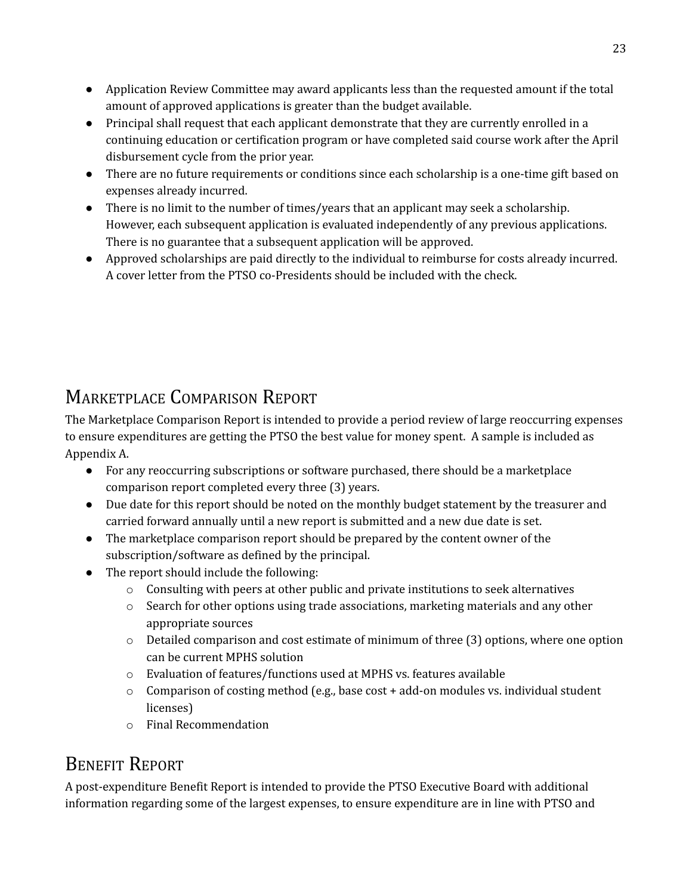- Application Review Committee may award applicants less than the requested amount if the total amount of approved applications is greater than the budget available.
- Principal shall request that each applicant demonstrate that they are currently enrolled in a continuing education or certification program or have completed said course work after the April disbursement cycle from the prior year.
- There are no future requirements or conditions since each scholarship is a one-time gift based on expenses already incurred.
- There is no limit to the number of times/years that an applicant may seek a scholarship. However, each subsequent application is evaluated independently of any previous applications. There is no guarantee that a subsequent application will be approved.
- Approved scholarships are paid directly to the individual to reimburse for costs already incurred. A cover letter from the PTSO co-Presidents should be included with the check.

## Marketplace Comparison Report

The Marketplace Comparison Report is intended to provide a period review of large reoccurring expenses to ensure expenditures are getting the PTSO the best value for money spent. A sample is included as Appendix A.

- For any reoccurring subscriptions or software purchased, there should be a marketplace comparison report completed every three (3) years.
- Due date for this report should be noted on the monthly budget statement by the treasurer and carried forward annually until a new report is submitted and a new due date is set.
- The marketplace comparison report should be prepared by the content owner of the subscription/software as defined by the principal.
- The report should include the following:
  - Consulting with peers at other public and private institutions to seek alternatives
  - Search for other options using trade associations, marketing materials and any other appropriate sources
  - Detailed comparison and cost estimate of minimum of three (3) options, where one option can be current MPHS solution
  - Evaluation of features/functions used at MPHS vs. features available
  - Comparison of costing method (e.g., base cost + add-on modules vs. individual student licenses)
  - Final Recommendation

## Benefit Report

A post-expenditure Benefit Report is intended to provide the PTSO Executive Board with additional information regarding some of the largest expenses, to ensure expenditure are in line with PTSO and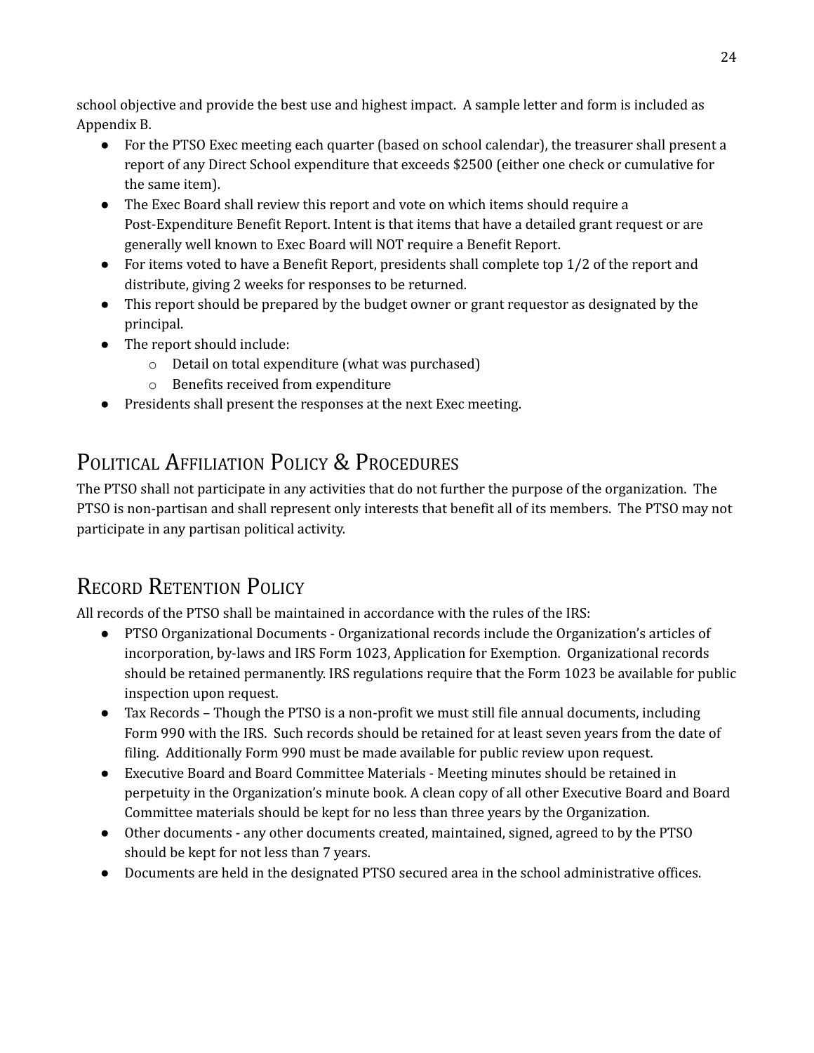school objective and provide the best use and highest impact. A sample letter and form is included as Appendix B.

- For the PTSO Exec meeting each quarter (based on school calendar), the treasurer shall present a report of any Direct School expenditure that exceeds $2500 (either one check or cumulative for the same item).
- The Exec Board shall review this report and vote on which items should require a Post-Expenditure Benefit Report. Intent is that items that have a detailed grant request or are generally well known to Exec Board will NOT require a Benefit Report.
- For items voted to have a Benefit Report, presidents shall complete top 1/2 of the report and distribute, giving 2 weeks for responses to be returned.
- This report should be prepared by the budget owner or grant requestor as designated by the principal.
- The report should include:
  - Detail on total expenditure (what was purchased)
  - Benefits received from expenditure
- Presidents shall present the responses at the next Exec meeting.

## Political Affiliation Policy & Procedures

The PTSO shall not participate in any activities that do not further the purpose of the organization. The PTSO is non-partisan and shall represent only interests that benefit all of its members. The PTSO may not participate in any partisan political activity.

## Record Retention Policy

All records of the PTSO shall be maintained in accordance with the rules of the IRS:

- PTSO Organizational Documents - Organizational records include the Organization's articles of incorporation, by-laws and IRS Form 1023, Application for Exemption. Organizational records should be retained permanently. IRS regulations require that the Form 1023 be available for public inspection upon request.
- Tax Records – Though the PTSO is a non-profit we must still file annual documents, including Form 990 with the IRS. Such records should be retained for at least seven years from the date of filing. Additionally Form 990 must be made available for public review upon request.
- Executive Board and Board Committee Materials - Meeting minutes should be retained in perpetuity in the Organization's minute book. A clean copy of all other Executive Board and Board Committee materials should be kept for no less than three years by the Organization.
- Other documents - any other documents created, maintained, signed, agreed to by the PTSO should be kept for not less than 7 years.
- Documents are held in the designated PTSO secured area in the school administrative offices.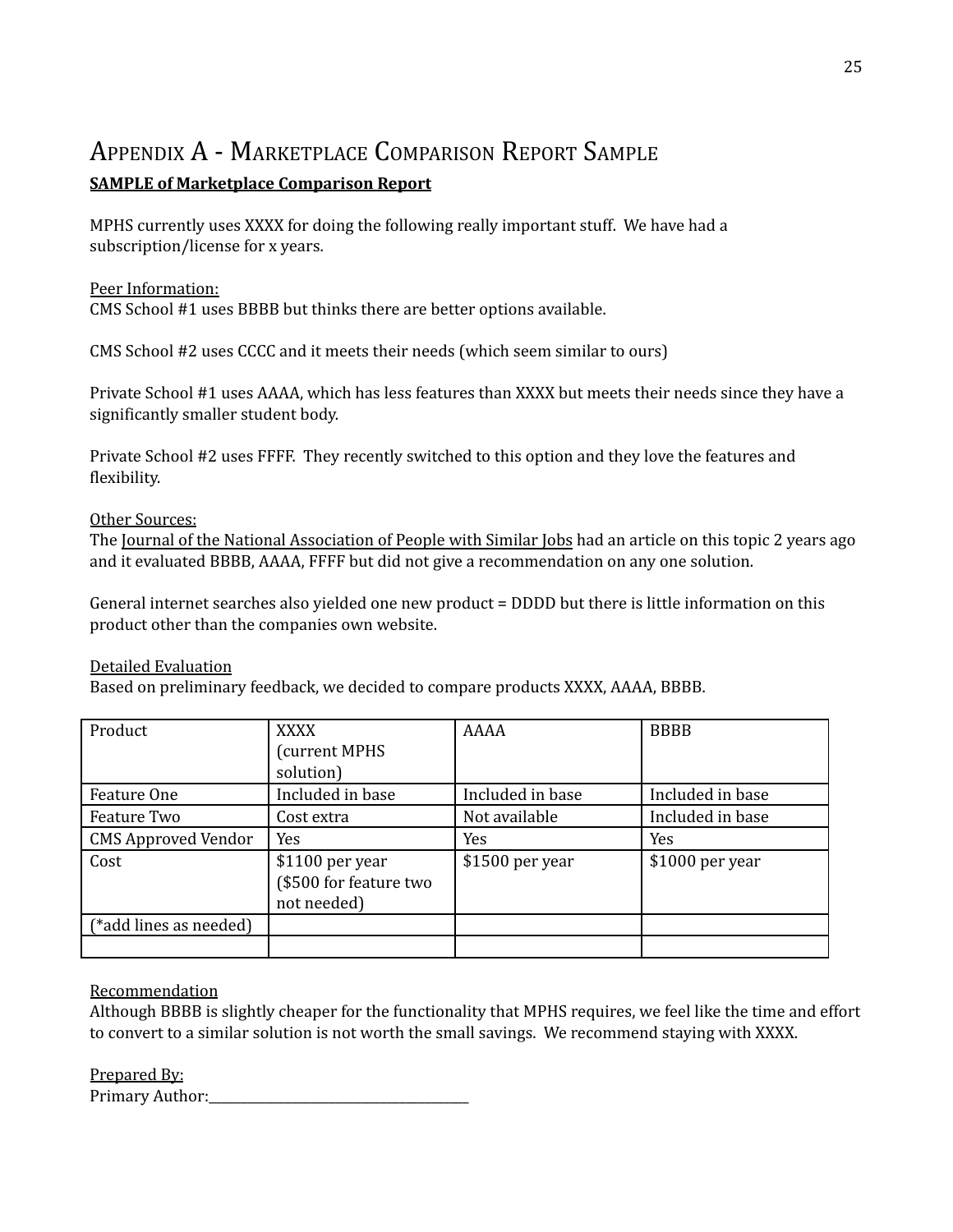# Appendix A - Marketplace Comparison Report Sample

**SAMPLE of Marketplace Comparison Report**

MPHS currently uses XXXX for doing the following really important stuff. We have had a subscription/license for x years.

Peer Information:
CMS School #1 uses BBBB but thinks there are better options available.

CMS School #2 uses CCCC and it meets their needs (which seem similar to ours)

Private School #1 uses AAAA, which has less features than XXXX but meets their needs since they have a significantly smaller student body.

Private School #2 uses FFFF. They recently switched to this option and they love the features and flexibility.

Other Sources:
The Journal of the National Association of People with Similar Jobs had an article on this topic 2 years ago and it evaluated BBBB, AAAA, FFFF but did not give a recommendation on any one solution.

General internet searches also yielded one new product = DDDD but there is little information on this product other than the companies own website.

Detailed Evaluation
Based on preliminary feedback, we decided to compare products XXXX, AAAA, BBBB.

| Product | XXXX (current MPHS solution) | AAAA | BBBB |
|---|---|---|---|
| Feature One | Included in base | Included in base | Included in base |
| Feature Two | Cost extra | Not available | Included in base |
| CMS Approved Vendor | Yes | Yes | Yes |
| Cost | $1100 per year ($500 for feature two not needed) | $1500 per year | $1000 per year |
| (*add lines as needed) | | | |
| | | | |

Recommendation
Although BBBB is slightly cheaper for the functionality that MPHS requires, we feel like the time and effort to convert to a similar solution is not worth the small savings. We recommend staying with XXXX.

Prepared By:
Primary Author:______________________________________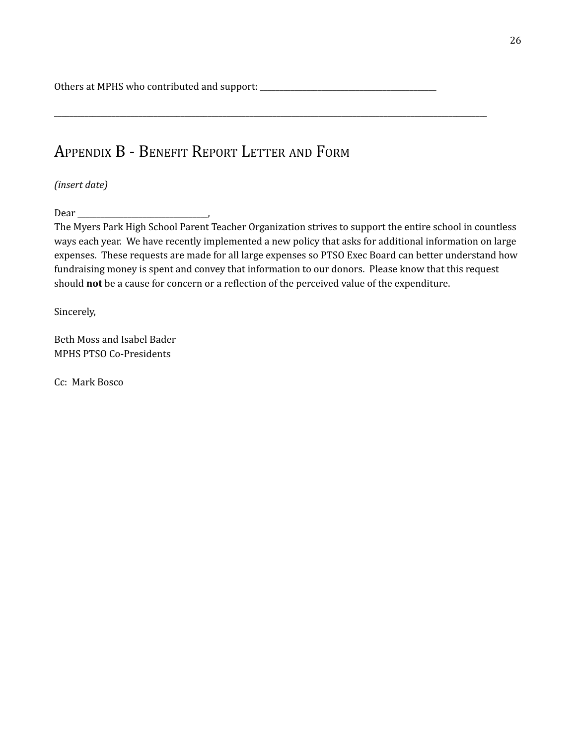Others at MPHS who contributed and support: ___________________________________________

_____________________________________________________________________________________________________________

## Appendix B - Benefit Report Letter and Form

*(insert date)*

Dear ________________________________,
The Myers Park High School Parent Teacher Organization strives to support the entire school in countless ways each year. We have recently implemented a new policy that asks for additional information on large expenses. These requests are made for all large expenses so PTSO Exec Board can better understand how fundraising money is spent and convey that information to our donors. Please know that this request should **not** be a cause for concern or a reflection of the perceived value of the expenditure.

Sincerely,

Beth Moss and Isabel Bader
MPHS PTSO Co-Presidents

Cc: Mark Bosco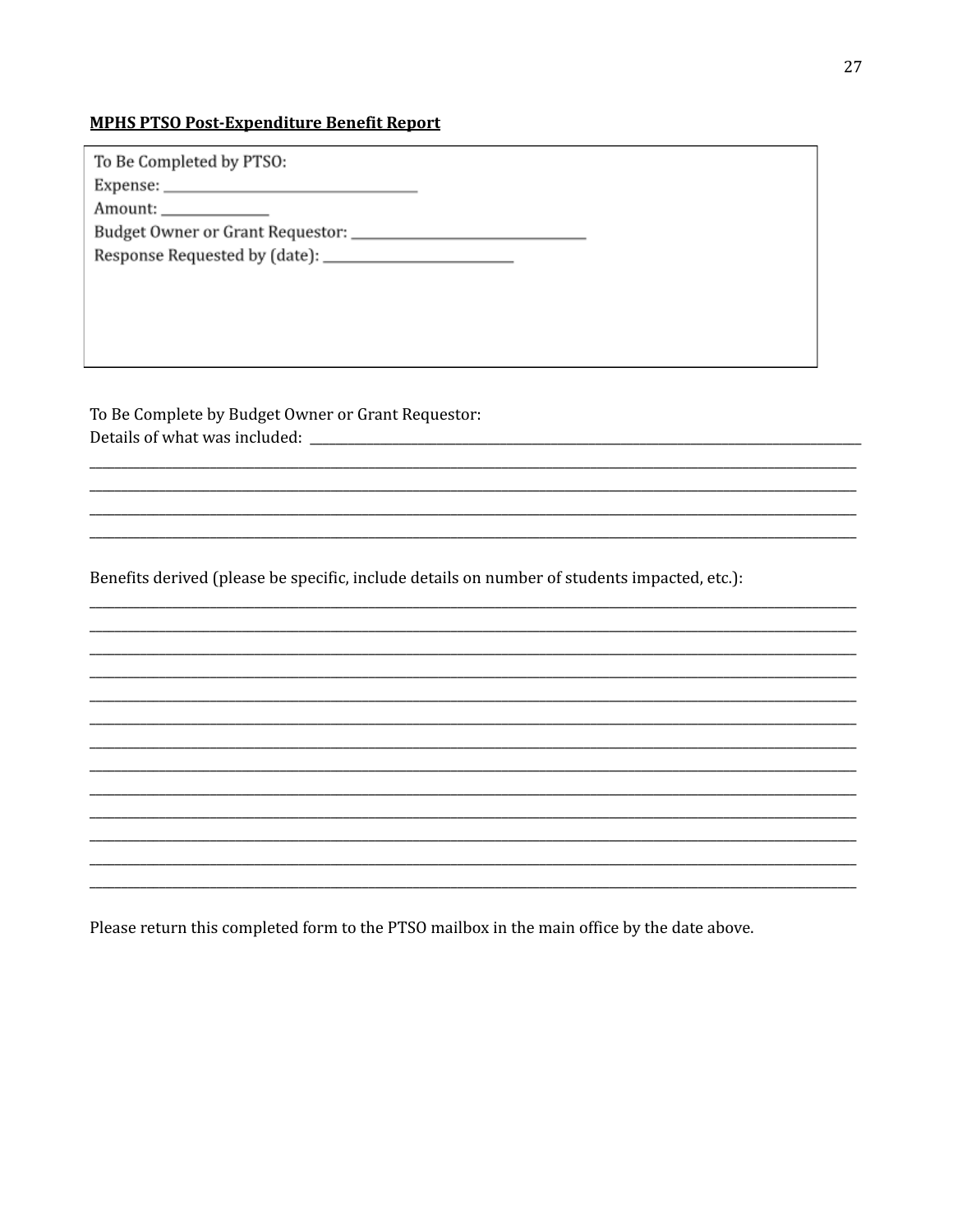**MPHS PTSO Post-Expenditure Benefit Report**

To Be Completed by PTSO:

Expense: ________________________________

Amount: ______________

Budget Owner or Grant Requestor: ______________________________

Response Requested by (date): ________________________

To Be Complete by Budget Owner or Grant Requestor:

Details of what was included: ____________________________________________________________________________

____________________________________________________________________________________________________

____________________________________________________________________________________________________

____________________________________________________________________________________________________

____________________________________________________________________________________________________

Benefits derived (please be specific, include details on number of students impacted, etc.):

____________________________________________________________________________________________________

____________________________________________________________________________________________________

____________________________________________________________________________________________________

____________________________________________________________________________________________________

____________________________________________________________________________________________________

____________________________________________________________________________________________________

____________________________________________________________________________________________________

____________________________________________________________________________________________________

____________________________________________________________________________________________________

____________________________________________________________________________________________________

____________________________________________________________________________________________________

____________________________________________________________________________________________________

____________________________________________________________________________________________________

Please return this completed form to the PTSO mailbox in the main office by the date above.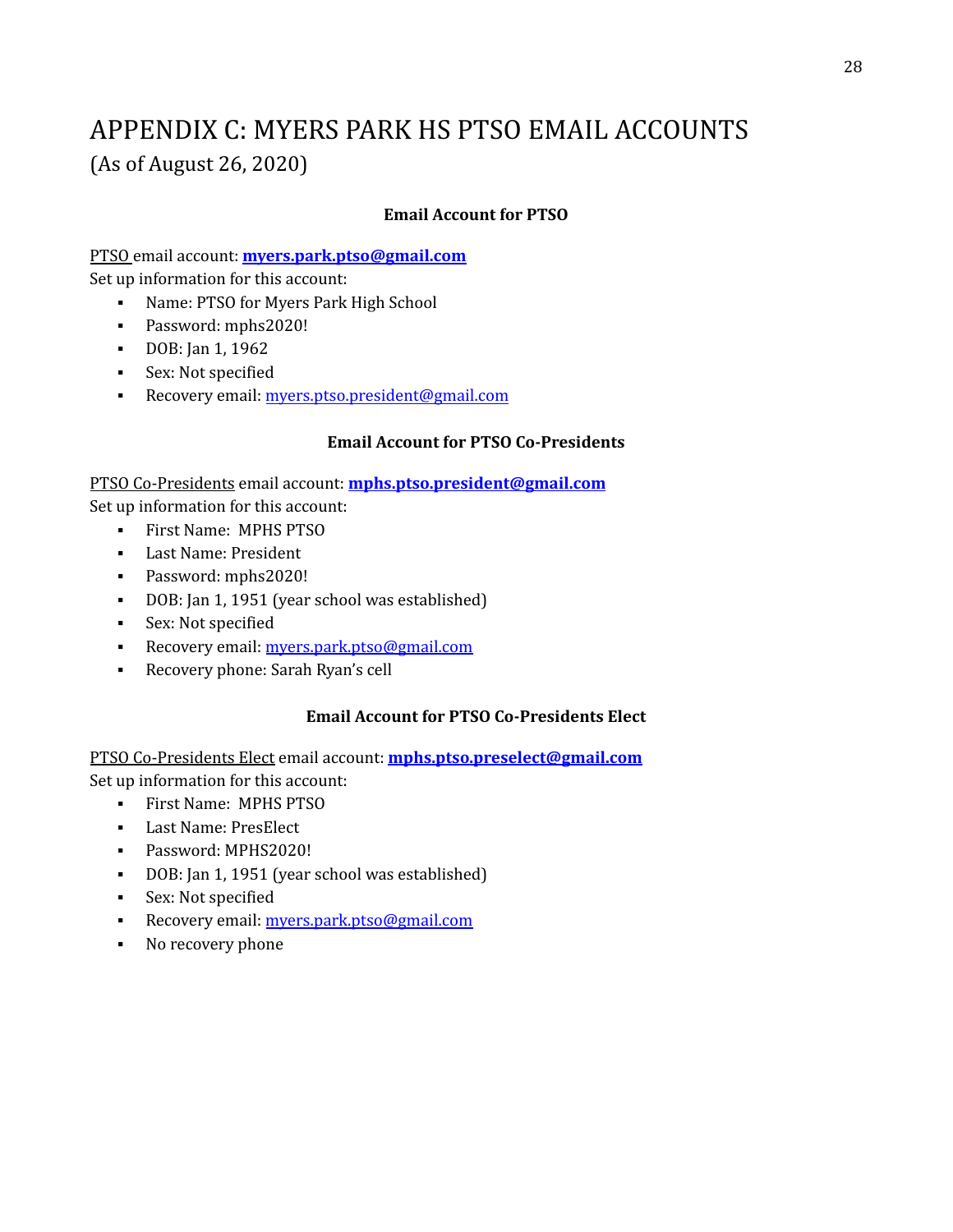# APPENDIX C: MYERS PARK HS PTSO EMAIL ACCOUNTS

(As of August 26, 2020)

### Email Account for PTSO

PTSO email account: **myers.park.ptso@gmail.com**

Set up information for this account:

- Name: PTSO for Myers Park High School
- Password: mphs2020!
- DOB: Jan 1, 1962
- Sex: Not specified
- Recovery email: myers.ptso.president@gmail.com

### Email Account for PTSO Co-Presidents

PTSO Co-Presidents email account: **mphs.ptso.president@gmail.com**

Set up information for this account:

- First Name: MPHS PTSO
- Last Name: President
- Password: mphs2020!
- DOB: Jan 1, 1951 (year school was established)
- Sex: Not specified
- Recovery email: myers.park.ptso@gmail.com
- Recovery phone: Sarah Ryan's cell

### Email Account for PTSO Co-Presidents Elect

PTSO Co-Presidents Elect email account: **mphs.ptso.preselect@gmail.com**

Set up information for this account:

- First Name: MPHS PTSO
- Last Name: PresElect
- Password: MPHS2020!
- DOB: Jan 1, 1951 (year school was established)
- Sex: Not specified
- Recovery email: myers.park.ptso@gmail.com
- No recovery phone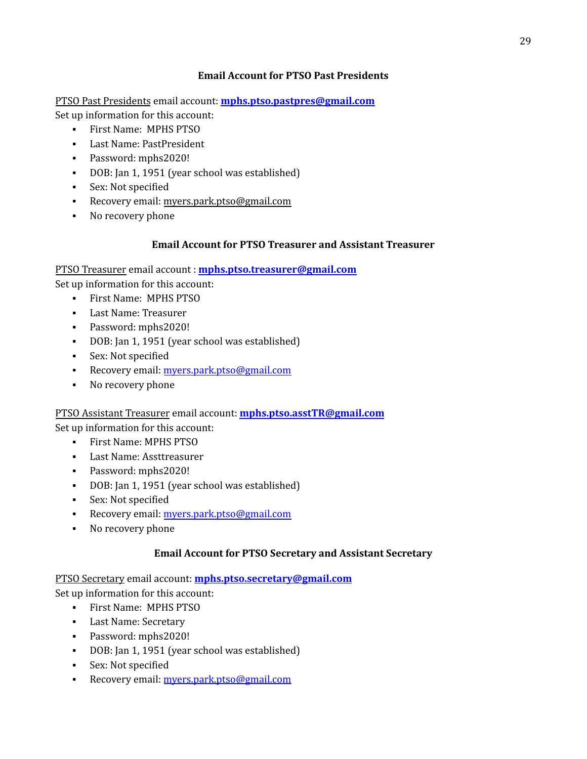### Email Account for PTSO Past Presidents

PTSO Past Presidents email account: **mphs.ptso.pastpres@gmail.com**

Set up information for this account:

- First Name: MPHS PTSO
- Last Name: PastPresident
- Password: mphs2020!
- DOB: Jan 1, 1951 (year school was established)
- Sex: Not specified
- Recovery email: myers.park.ptso@gmail.com
- No recovery phone

### Email Account for PTSO Treasurer and Assistant Treasurer

PTSO Treasurer email account : **mphs.ptso.treasurer@gmail.com**

Set up information for this account:

- First Name: MPHS PTSO
- Last Name: Treasurer
- Password: mphs2020!
- DOB: Jan 1, 1951 (year school was established)
- Sex: Not specified
- Recovery email: myers.park.ptso@gmail.com
- No recovery phone

PTSO Assistant Treasurer email account: **mphs.ptso.asstTR@gmail.com**

Set up information for this account:

- First Name: MPHS PTSO
- Last Name: Assttreasurer
- Password: mphs2020!
- DOB: Jan 1, 1951 (year school was established)
- Sex: Not specified
- Recovery email: myers.park.ptso@gmail.com
- No recovery phone

### Email Account for PTSO Secretary and Assistant Secretary

PTSO Secretary email account: **mphs.ptso.secretary@gmail.com**

Set up information for this account:

- First Name: MPHS PTSO
- Last Name: Secretary
- Password: mphs2020!
- DOB: Jan 1, 1951 (year school was established)
- Sex: Not specified
- Recovery email: myers.park.ptso@gmail.com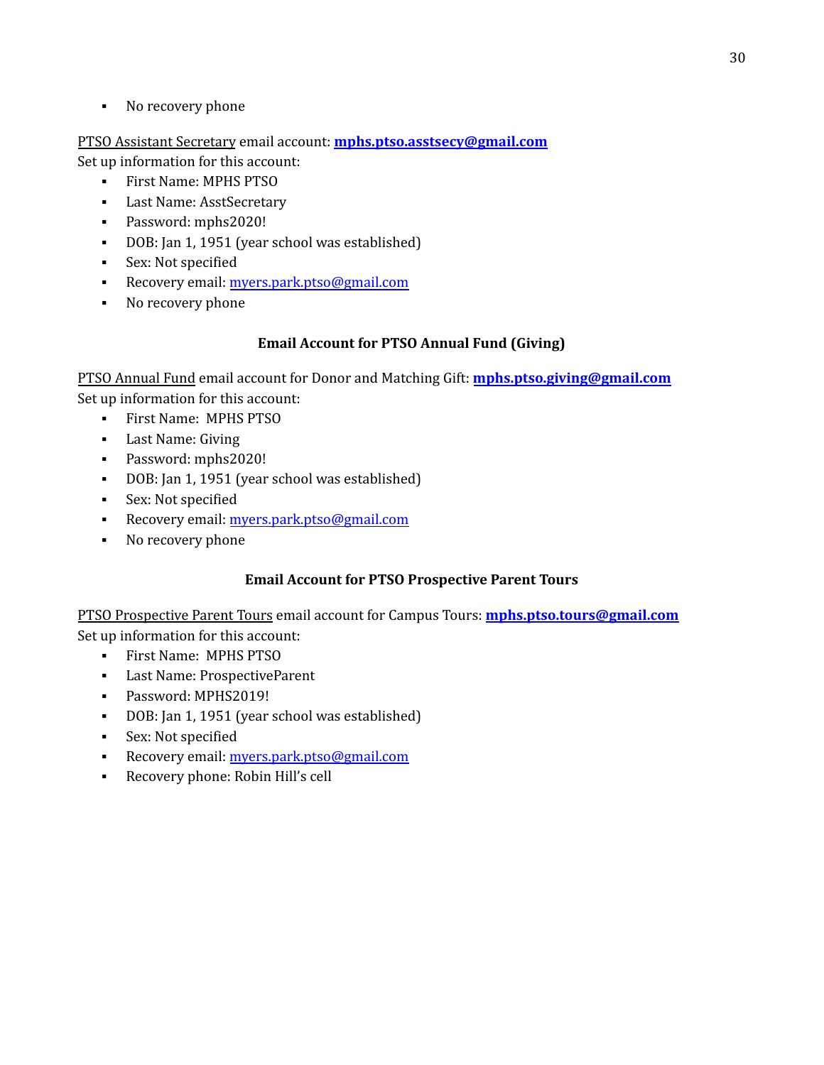- No recovery phone

PTSO Assistant Secretary email account: **mphs.ptso.asstsecy@gmail.com**
Set up information for this account:

- First Name: MPHS PTSO
- Last Name: AsstSecretary
- Password: mphs2020!
- DOB: Jan 1, 1951 (year school was established)
- Sex: Not specified
- Recovery email: myers.park.ptso@gmail.com
- No recovery phone

### Email Account for PTSO Annual Fund (Giving)

PTSO Annual Fund email account for Donor and Matching Gift: **mphs.ptso.giving@gmail.com**
Set up information for this account:

- First Name: MPHS PTSO
- Last Name: Giving
- Password: mphs2020!
- DOB: Jan 1, 1951 (year school was established)
- Sex: Not specified
- Recovery email: myers.park.ptso@gmail.com
- No recovery phone

### Email Account for PTSO Prospective Parent Tours

PTSO Prospective Parent Tours email account for Campus Tours: **mphs.ptso.tours@gmail.com**
Set up information for this account:

- First Name: MPHS PTSO
- Last Name: ProspectiveParent
- Password: MPHS2019!
- DOB: Jan 1, 1951 (year school was established)
- Sex: Not specified
- Recovery email: myers.park.ptso@gmail.com
- Recovery phone: Robin Hill's cell